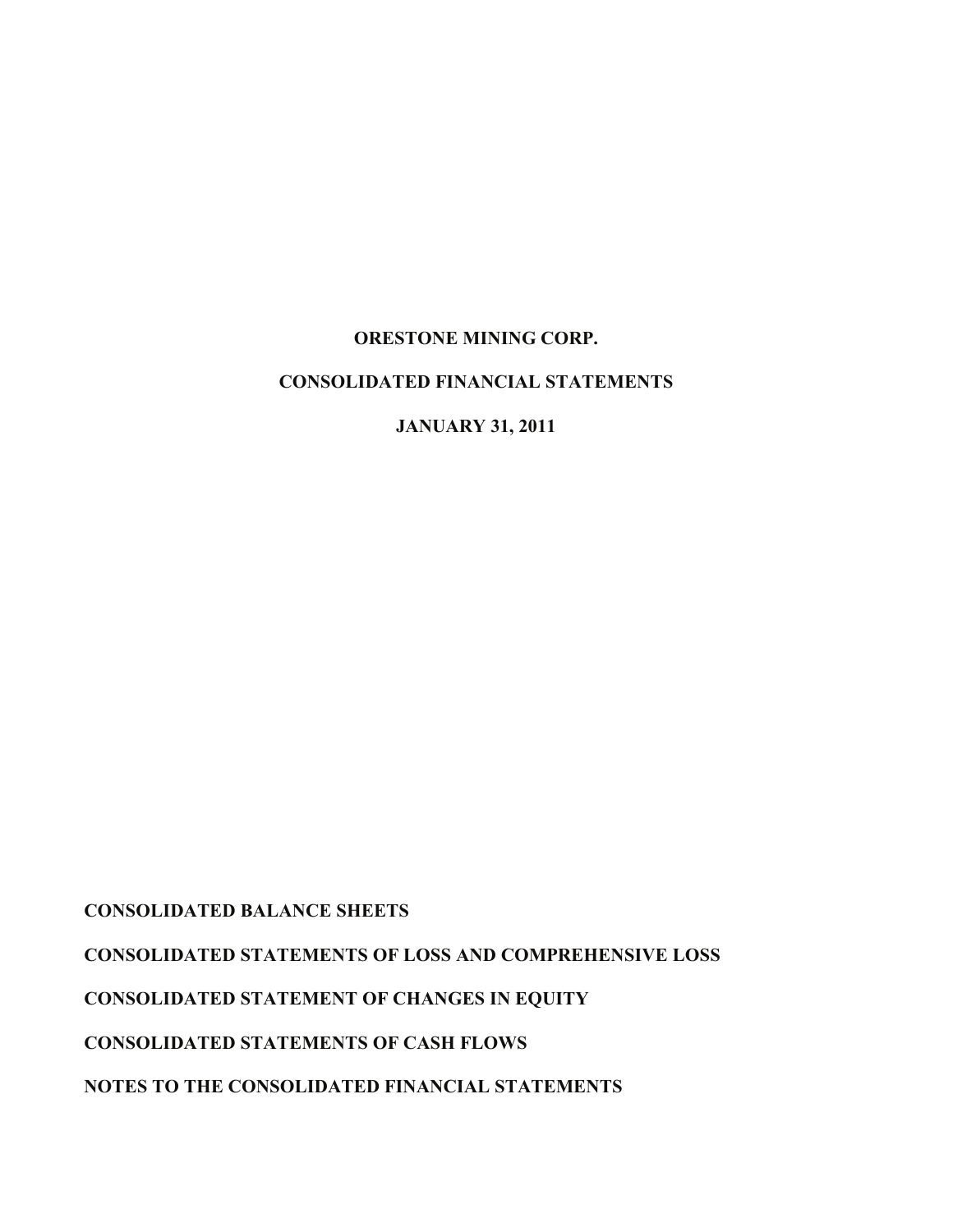# ORESTONE MINING CORP.

## CONSOLIDATED FINANCIAL STATEMENTS

## JANUARY 31, 2011

**CONSOLIDATED BALANCE SHEETS**

**CONSOLIDATED STATEMENTS OF LOSS AND COMPREHENSIVE LOSS**

**CONSOLIDATED STATEMENT OF CHANGES IN EQUITY**

**CONSOLIDATED STATEMENTS OF CASH FLOWS**

**NOTES TO THE CONSOLIDATED FINANCIAL STATEMENTS**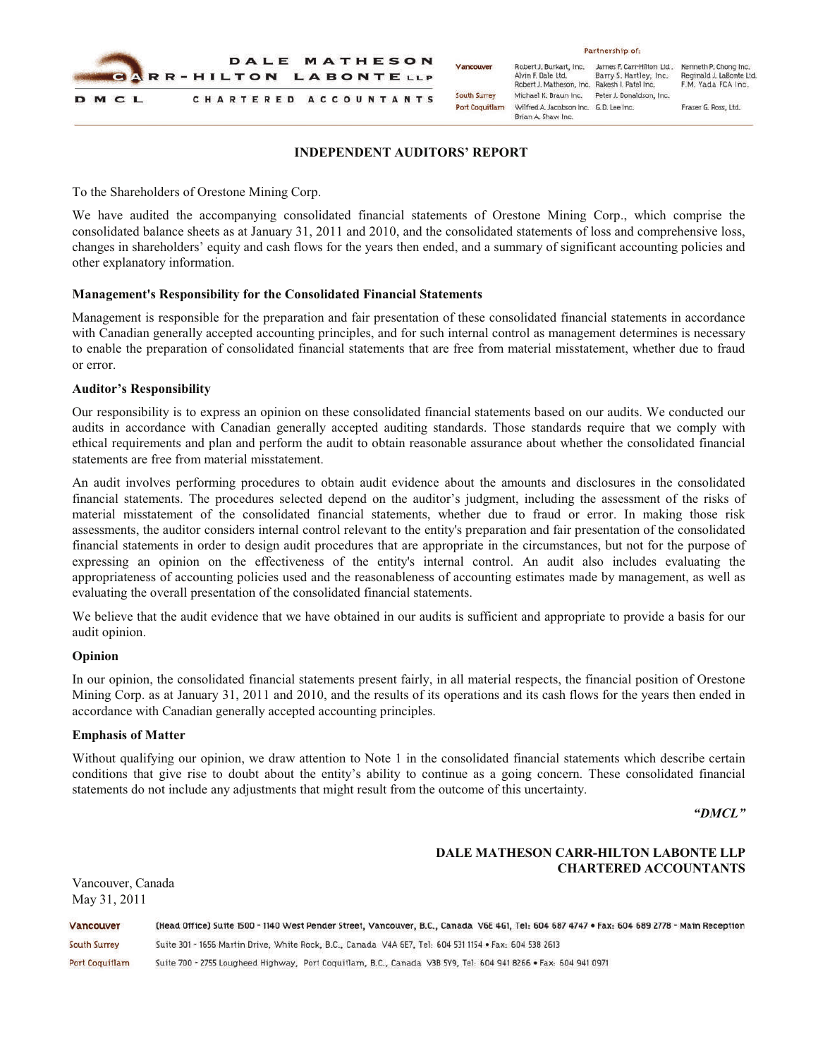DALE MATHESON CARR-HILTON LABONTE LLP
DMCL CHARTERED ACCOUNTANTS

Partnership of:

| | | | |
|---|---|---|---|
| Vancouver | Robert J. Burkart, Inc. | James F. Carr-Hilton Ltd. | Kenneth P. Chong Inc. |
| | Alvin F. Dale Ltd. | Barry S. Hartley, Inc. | Reginald J. LaBonte Ltd. |
| | Robert J. Matheson, Inc. | Rakesh I. Patel Inc. | F.M. Yada FCA Inc. |
| South Surrey | Michael K. Braun Inc. | Peter J. Donaldson, Inc. | |
| Port Coquitlam | Wilfred A. Jacobson Inc. | G.D. Lee Inc. | Fraser G. Ross, Ltd. |
| | Brian A. Shaw Inc. | | |

## INDEPENDENT AUDITORS' REPORT

To the Shareholders of Orestone Mining Corp.

We have audited the accompanying consolidated financial statements of Orestone Mining Corp., which comprise the consolidated balance sheets as at January 31, 2011 and 2010, and the consolidated statements of loss and comprehensive loss, changes in shareholders' equity and cash flows for the years then ended, and a summary of significant accounting policies and other explanatory information.

### Management's Responsibility for the Consolidated Financial Statements

Management is responsible for the preparation and fair presentation of these consolidated financial statements in accordance with Canadian generally accepted accounting principles, and for such internal control as management determines is necessary to enable the preparation of consolidated financial statements that are free from material misstatement, whether due to fraud or error.

### Auditor's Responsibility

Our responsibility is to express an opinion on these consolidated financial statements based on our audits. We conducted our audits in accordance with Canadian generally accepted auditing standards. Those standards require that we comply with ethical requirements and plan and perform the audit to obtain reasonable assurance about whether the consolidated financial statements are free from material misstatement.

An audit involves performing procedures to obtain audit evidence about the amounts and disclosures in the consolidated financial statements. The procedures selected depend on the auditor's judgment, including the assessment of the risks of material misstatement of the consolidated financial statements, whether due to fraud or error. In making those risk assessments, the auditor considers internal control relevant to the entity's preparation and fair presentation of the consolidated financial statements in order to design audit procedures that are appropriate in the circumstances, but not for the purpose of expressing an opinion on the effectiveness of the entity's internal control. An audit also includes evaluating the appropriateness of accounting policies used and the reasonableness of accounting estimates made by management, as well as evaluating the overall presentation of the consolidated financial statements.

We believe that the audit evidence that we have obtained in our audits is sufficient and appropriate to provide a basis for our audit opinion.

### Opinion

In our opinion, the consolidated financial statements present fairly, in all material respects, the financial position of Orestone Mining Corp. as at January 31, 2011 and 2010, and the results of its operations and its cash flows for the years then ended in accordance with Canadian generally accepted accounting principles.

### Emphasis of Matter

Without qualifying our opinion, we draw attention to Note 1 in the consolidated financial statements which describe certain conditions that give rise to doubt about the entity's ability to continue as a going concern. These consolidated financial statements do not include any adjustments that might result from the outcome of this uncertainty.

***"DMCL"***

**DALE MATHESON CARR-HILTON LABONTE LLP**
**CHARTERED ACCOUNTANTS**

Vancouver, Canada
May 31, 2011

Vancouver (Head Office) Suite 1500 - 1140 West Pender Street, Vancouver, B.C., Canada V6E 4G1, Tel: 604 687 4747 • Fax: 604 689 2778 - Main Reception
South Surrey Suite 301 - 1656 Martin Drive, White Rock, B.C., Canada V4A 6E7, Tel: 604 531 1154 • Fax: 604 538 2613
Port Coquitlam Suite 700 - 2755 Lougheed Highway, Port Coquitlam, B.C., Canada V3B 5Y9, Tel: 604 941 8266 • Fax: 604 941 0971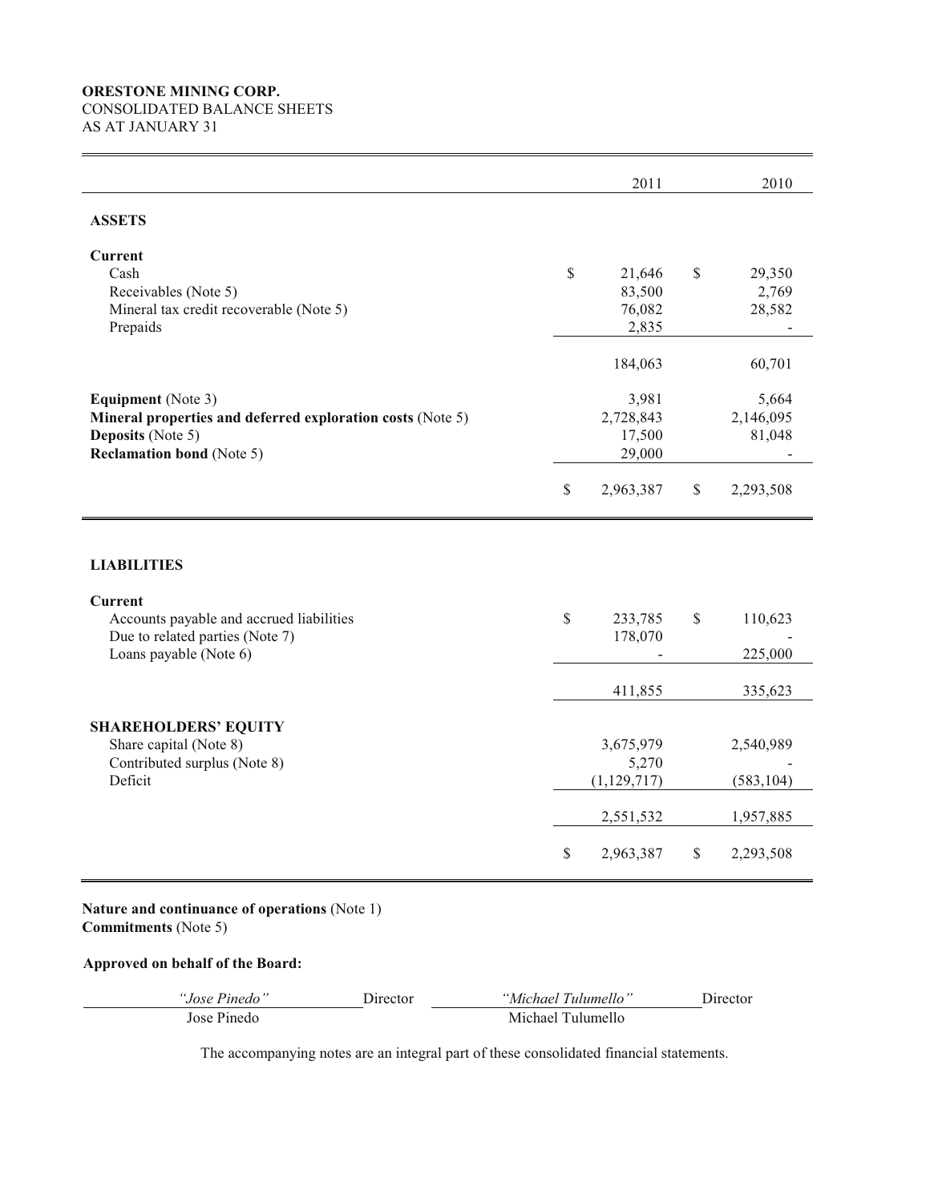**ORESTONE MINING CORP.**
CONSOLIDATED BALANCE SHEETS
AS AT JANUARY 31

| | 2011 | 2010 |
|---|---|---|
| **ASSETS** | | |
| **Current** | | |
| Cash | $ 21,646 | $ 29,350 |
| Receivables (Note 5) | 83,500 | 2,769 |
| Mineral tax credit recoverable (Note 5) | 76,082 | 28,582 |
| Prepaids | 2,835 | - |
| | 184,063 | 60,701 |
| **Equipment** (Note 3) | 3,981 | 5,664 |
| **Mineral properties and deferred exploration costs** (Note 5) | 2,728,843 | 2,146,095 |
| **Deposits** (Note 5) | 17,500 | 81,048 |
| **Reclamation bond** (Note 5) | 29,000 | - |
| | $ 2,963,387 | $ 2,293,508 |
| **LIABILITIES** | | |
| **Current** | | |
| Accounts payable and accrued liabilities | $ 233,785 | $ 110,623 |
| Due to related parties (Note 7) | 178,070 | - |
| Loans payable (Note 6) | - | 225,000 |
| | 411,855 | 335,623 |
| **SHAREHOLDERS' EQUITY** | | |
| Share capital (Note 8) | 3,675,979 | 2,540,989 |
| Contributed surplus (Note 8) | 5,270 | - |
| Deficit | (1,129,717) | (583,104) |
| | 2,551,532 | 1,957,885 |
| | $ 2,963,387 | $ 2,293,508 |

**Nature and continuance of operations** (Note 1)
**Commitments** (Note 5)

**Approved on behalf of the Board:**

| | | | |
|---|---|---|---|
| *"Jose Pinedo"* | Director | *"Michael Tulumello"* | Director |
| Jose Pinedo | | Michael Tulumello | |

The accompanying notes are an integral part of these consolidated financial statements.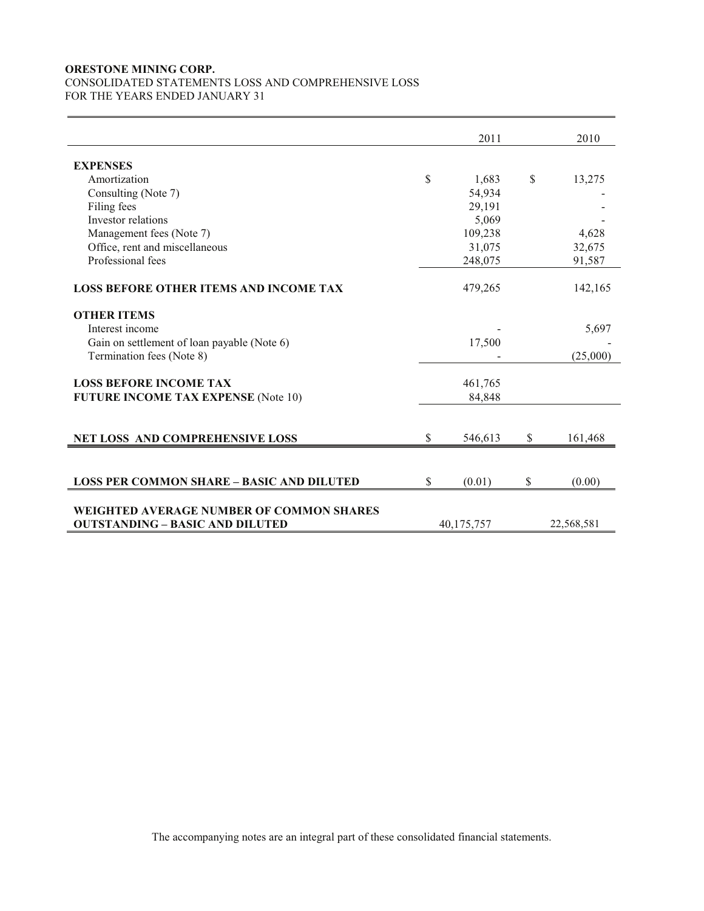**ORESTONE MINING CORP.**
CONSOLIDATED STATEMENTS LOSS AND COMPREHENSIVE LOSS
FOR THE YEARS ENDED JANUARY 31

| | 2011 | 2010 |
|---|---|---|
| **EXPENSES** | | |
| Amortization | $ 1,683 | $ 13,275 |
| Consulting (Note 7) | 54,934 | - |
| Filing fees | 29,191 | - |
| Investor relations | 5,069 | - |
| Management fees (Note 7) | 109,238 | 4,628 |
| Office, rent and miscellaneous | 31,075 | 32,675 |
| Professional fees | 248,075 | 91,587 |
| **LOSS BEFORE OTHER ITEMS AND INCOME TAX** | 479,265 | 142,165 |
| **OTHER ITEMS** | | |
| Interest income | - | 5,697 |
| Gain on settlement of loan payable (Note 6) | 17,500 | - |
| Termination fees (Note 8) | - | (25,000) |
| **LOSS BEFORE INCOME TAX** | 461,765 | |
| **FUTURE INCOME TAX EXPENSE** (Note 10) | 84,848 | |
| **NET LOSS AND COMPREHENSIVE LOSS** | $ 546,613 | $ 161,468 |
| **LOSS PER COMMON SHARE – BASIC AND DILUTED** | $ (0.01) | $ (0.00) |
| **WEIGHTED AVERAGE NUMBER OF COMMON SHARES OUTSTANDING – BASIC AND DILUTED** | 40,175,757 | 22,568,581 |

The accompanying notes are an integral part of these consolidated financial statements.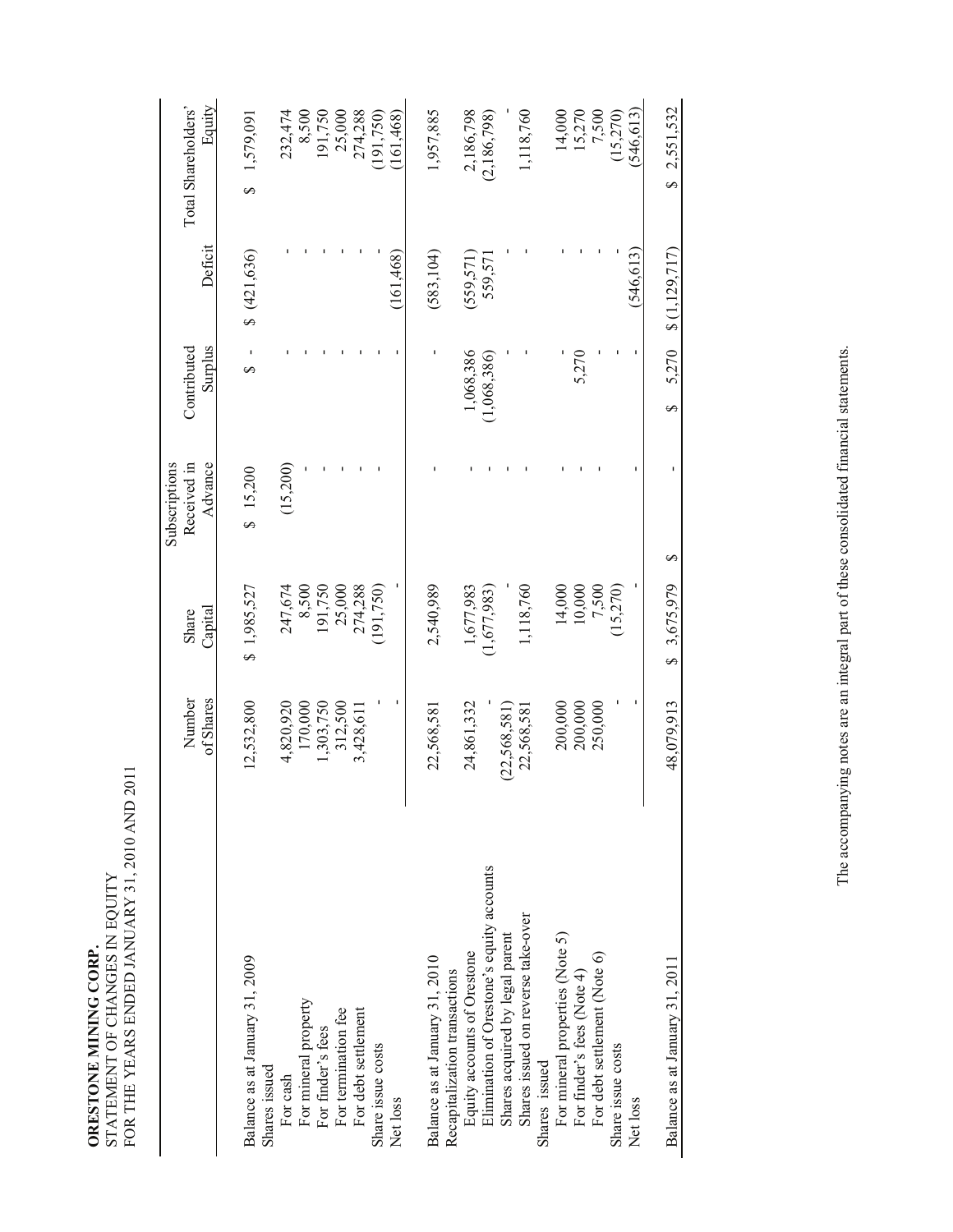**ORESTONE MINING CORP.**
STATEMENT OF CHANGES IN EQUITY
FOR THE YEARS ENDED JANUARY 31, 2010 AND 2011

| | Number of Shares | Share Capital | Subscriptions Received in Advance | Contributed Surplus | Deficit | Total Shareholders' Equity |
|---|---|---|---|---|---|---|
| Balance as at January 31, 2009 | 12,532,800 | $ 1,985,527 | $ 15,200 | $ - | $ (421,636) | $ 1,579,091 |
| Shares issued | | | | | | |
| For cash | 4,820,920 | 247,674 | (15,200) | - | - | 232,474 |
| For mineral property | 170,000 | 8,500 | - | - | - | 8,500 |
| For finder's fees | 1,303,750 | 191,750 | - | - | - | 191,750 |
| For termination fee | 312,500 | 25,000 | - | - | - | 25,000 |
| For debt settlement | 3,428,611 | 274,288 | - | - | - | 274,288 |
| Share issue costs | - | (191,750) | - | - | - | (191,750) |
| Net loss | - | - | - | - | (161,468) | (161,468) |
| Balance as at January 31, 2010 | 22,568,581 | 2,540,989 | - | - | (583,104) | 1,957,885 |
| Recapitalization transactions | | | | | | |
| Equity accounts of Orestone | 24,861,332 | 1,677,983 | - | 1,068,386 | (559,571) | 2,186,798 |
| Elimination of Orestone's equity accounts | - | (1,677,983) | - | (1,068,386) | 559,571 | (2,186,798) |
| Shares acquired by legal parent | (22,568,581) | - | - | - | - | - |
| Shares issued on reverse take-over | 22,568,581 | 1,118,760 | - | - | - | 1,118,760 |
| Shares issued | | | | | | |
| For mineral properties (Note 5) | 200,000 | 14,000 | - | - | - | 14,000 |
| For finder's fees (Note 4) | 200,000 | 10,000 | - | 5,270 | - | 15,270 |
| For debt settlement (Note 6) | 250,000 | 7,500 | - | - | - | 7,500 |
| Share issue costs | - | (15,270) | - | - | - | (15,270) |
| Net loss | - | - | - | - | (546,613) | (546,613) |
| Balance as at January 31, 2011 | 48,079,913 | $ 3,675,979 | $ - | $ 5,270 | $ (1,129,717) | $ 2,551,532 |

The accompanying notes are an integral part of these consolidated financial statements.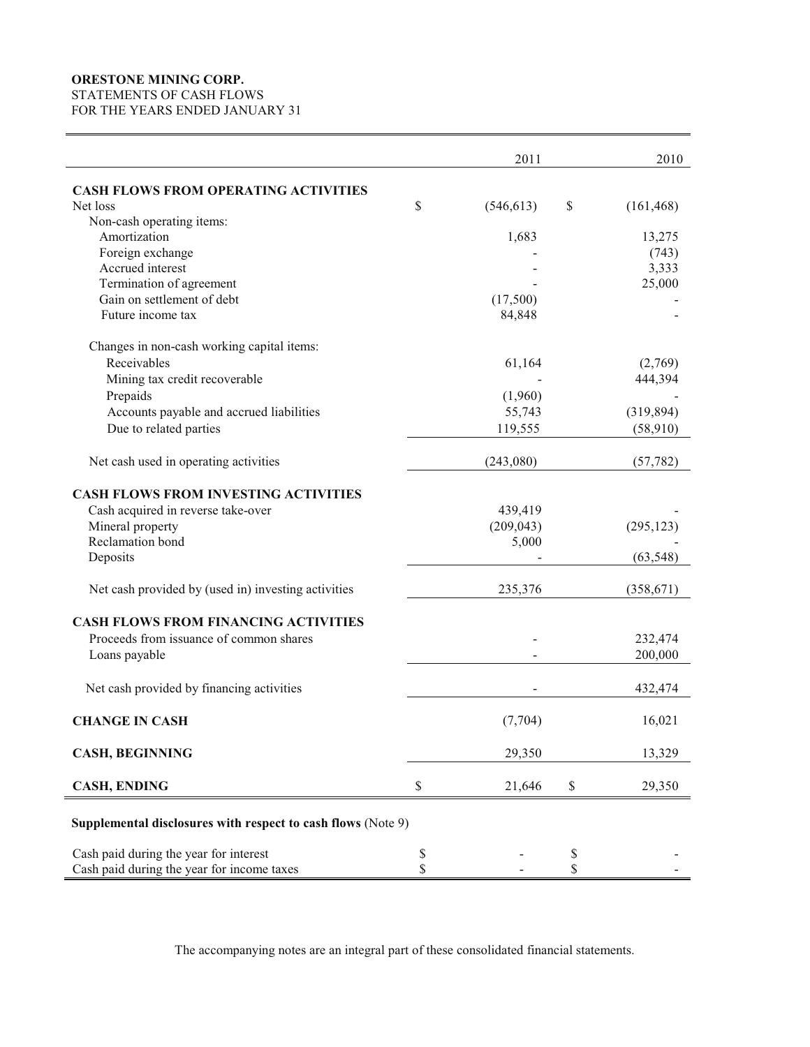**ORESTONE MINING CORP.**
STATEMENTS OF CASH FLOWS
FOR THE YEARS ENDED JANUARY 31

| | 2011 | 2010 |
|---|---|---|
| **CASH FLOWS FROM OPERATING ACTIVITIES** | | |
| Net loss | $ (546,613) | $ (161,468) |
| Non-cash operating items: | | |
| Amortization | 1,683 | 13,275 |
| Foreign exchange | - | (743) |
| Accrued interest | - | 3,333 |
| Termination of agreement | - | 25,000 |
| Gain on settlement of debt | (17,500) | - |
| Future income tax | 84,848 | - |
| Changes in non-cash working capital items: | | |
| Receivables | 61,164 | (2,769) |
| Mining tax credit recoverable | - | 444,394 |
| Prepaids | (1,960) | - |
| Accounts payable and accrued liabilities | 55,743 | (319,894) |
| Due to related parties | 119,555 | (58,910) |
| Net cash used in operating activities | (243,080) | (57,782) |
| **CASH FLOWS FROM INVESTING ACTIVITIES** | | |
| Cash acquired in reverse take-over | 439,419 | - |
| Mineral property | (209,043) | (295,123) |
| Reclamation bond | 5,000 | - |
| Deposits | - | (63,548) |
| Net cash provided by (used in) investing activities | 235,376 | (358,671) |
| **CASH FLOWS FROM FINANCING ACTIVITIES** | | |
| Proceeds from issuance of common shares | - | 232,474 |
| Loans payable | - | 200,000 |
| Net cash provided by financing activities | - | 432,474 |
| **CHANGE IN CASH** | (7,704) | 16,021 |
| **CASH, BEGINNING** | 29,350 | 13,329 |
| **CASH, ENDING** | $ 21,646 | $ 29,350 |

**Supplemental disclosures with respect to cash flows** (Note 9)

| | | |
|---|---|---|
| Cash paid during the year for interest | $ - | $ - |
| Cash paid during the year for income taxes | $ - | $ - |

The accompanying notes are an integral part of these consolidated financial statements.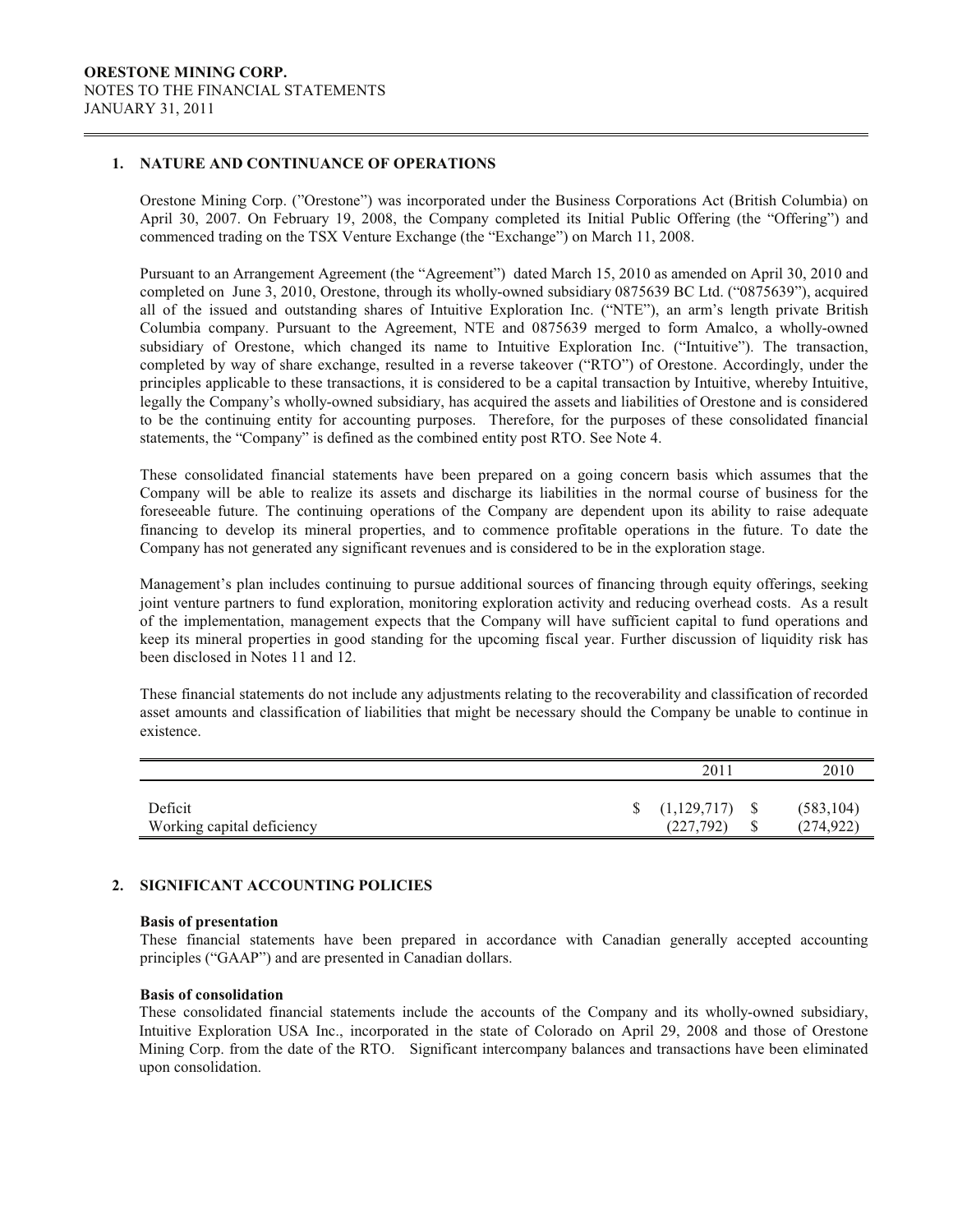**ORESTONE MINING CORP.**
NOTES TO THE FINANCIAL STATEMENTS
JANUARY 31, 2011

## 1. NATURE AND CONTINUANCE OF OPERATIONS

Orestone Mining Corp. ("Orestone") was incorporated under the Business Corporations Act (British Columbia) on April 30, 2007. On February 19, 2008, the Company completed its Initial Public Offering (the "Offering") and commenced trading on the TSX Venture Exchange (the "Exchange") on March 11, 2008.

Pursuant to an Arrangement Agreement (the "Agreement") dated March 15, 2010 as amended on April 30, 2010 and completed on June 3, 2010, Orestone, through its wholly-owned subsidiary 0875639 BC Ltd. ("0875639"), acquired all of the issued and outstanding shares of Intuitive Exploration Inc. ("NTE"), an arm's length private British Columbia company. Pursuant to the Agreement, NTE and 0875639 merged to form Amalco, a wholly-owned subsidiary of Orestone, which changed its name to Intuitive Exploration Inc. ("Intuitive"). The transaction, completed by way of share exchange, resulted in a reverse takeover ("RTO") of Orestone. Accordingly, under the principles applicable to these transactions, it is considered to be a capital transaction by Intuitive, whereby Intuitive, legally the Company's wholly-owned subsidiary, has acquired the assets and liabilities of Orestone and is considered to be the continuing entity for accounting purposes. Therefore, for the purposes of these consolidated financial statements, the "Company" is defined as the combined entity post RTO. See Note 4.

These consolidated financial statements have been prepared on a going concern basis which assumes that the Company will be able to realize its assets and discharge its liabilities in the normal course of business for the foreseeable future. The continuing operations of the Company are dependent upon its ability to raise adequate financing to develop its mineral properties, and to commence profitable operations in the future. To date the Company has not generated any significant revenues and is considered to be in the exploration stage.

Management's plan includes continuing to pursue additional sources of financing through equity offerings, seeking joint venture partners to fund exploration, monitoring exploration activity and reducing overhead costs. As a result of the implementation, management expects that the Company will have sufficient capital to fund operations and keep its mineral properties in good standing for the upcoming fiscal year. Further discussion of liquidity risk has been disclosed in Notes 11 and 12.

These financial statements do not include any adjustments relating to the recoverability and classification of recorded asset amounts and classification of liabilities that might be necessary should the Company be unable to continue in existence.

| | 2011 | 2010 |
|---|---|---|
| Deficit | $ (1,129,717) | $ (583,104) |
| Working capital deficiency | (227,792) | $ (274,922) |

## 2. SIGNIFICANT ACCOUNTING POLICIES

**Basis of presentation**
These financial statements have been prepared in accordance with Canadian generally accepted accounting principles ("GAAP") and are presented in Canadian dollars.

**Basis of consolidation**
These consolidated financial statements include the accounts of the Company and its wholly-owned subsidiary, Intuitive Exploration USA Inc., incorporated in the state of Colorado on April 29, 2008 and those of Orestone Mining Corp. from the date of the RTO. Significant intercompany balances and transactions have been eliminated upon consolidation.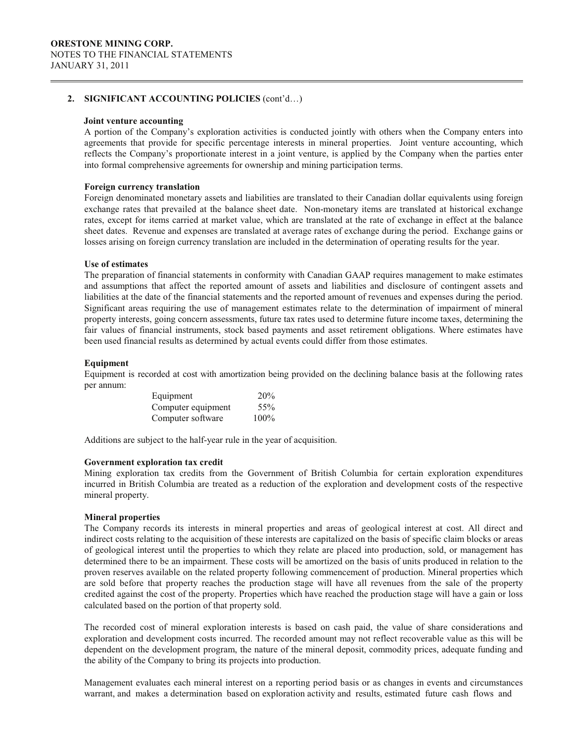**ORESTONE MINING CORP.**
NOTES TO THE FINANCIAL STATEMENTS
JANUARY 31, 2011

**2. SIGNIFICANT ACCOUNTING POLICIES** (cont'd…)

**Joint venture accounting**

A portion of the Company's exploration activities is conducted jointly with others when the Company enters into agreements that provide for specific percentage interests in mineral properties. Joint venture accounting, which reflects the Company's proportionate interest in a joint venture, is applied by the Company when the parties enter into formal comprehensive agreements for ownership and mining participation terms.

**Foreign currency translation**

Foreign denominated monetary assets and liabilities are translated to their Canadian dollar equivalents using foreign exchange rates that prevailed at the balance sheet date. Non-monetary items are translated at historical exchange rates, except for items carried at market value, which are translated at the rate of exchange in effect at the balance sheet dates. Revenue and expenses are translated at average rates of exchange during the period. Exchange gains or losses arising on foreign currency translation are included in the determination of operating results for the year.

**Use of estimates**

The preparation of financial statements in conformity with Canadian GAAP requires management to make estimates and assumptions that affect the reported amount of assets and liabilities and disclosure of contingent assets and liabilities at the date of the financial statements and the reported amount of revenues and expenses during the period. Significant areas requiring the use of management estimates relate to the determination of impairment of mineral property interests, going concern assessments, future tax rates used to determine future income taxes, determining the fair values of financial instruments, stock based payments and asset retirement obligations. Where estimates have been used financial results as determined by actual events could differ from those estimates.

**Equipment**

Equipment is recorded at cost with amortization being provided on the declining balance basis at the following rates per annum:

| | |
|---|---|
| Equipment | 20% |
| Computer equipment | 55% |
| Computer software | 100% |

Additions are subject to the half-year rule in the year of acquisition.

**Government exploration tax credit**

Mining exploration tax credits from the Government of British Columbia for certain exploration expenditures incurred in British Columbia are treated as a reduction of the exploration and development costs of the respective mineral property.

**Mineral properties**

The Company records its interests in mineral properties and areas of geological interest at cost. All direct and indirect costs relating to the acquisition of these interests are capitalized on the basis of specific claim blocks or areas of geological interest until the properties to which they relate are placed into production, sold, or management has determined there to be an impairment. These costs will be amortized on the basis of units produced in relation to the proven reserves available on the related property following commencement of production. Mineral properties which are sold before that property reaches the production stage will have all revenues from the sale of the property credited against the cost of the property. Properties which have reached the production stage will have a gain or loss calculated based on the portion of that property sold.

The recorded cost of mineral exploration interests is based on cash paid, the value of share considerations and exploration and development costs incurred. The recorded amount may not reflect recoverable value as this will be dependent on the development program, the nature of the mineral deposit, commodity prices, adequate funding and the ability of the Company to bring its projects into production.

Management evaluates each mineral interest on a reporting period basis or as changes in events and circumstances warrant, and makes a determination based on exploration activity and results, estimated future cash flows and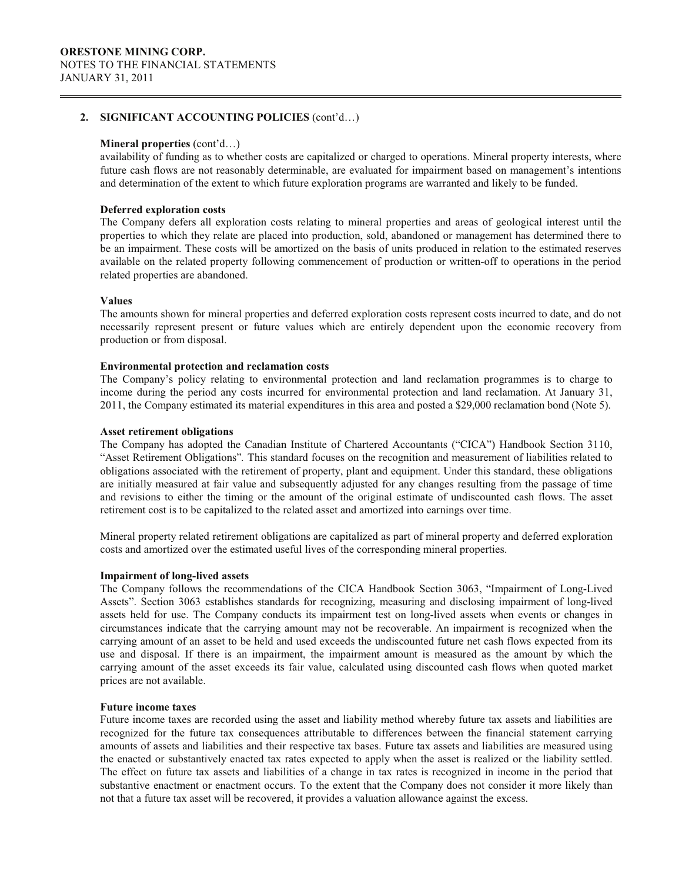## 2. SIGNIFICANT ACCOUNTING POLICIES (cont'd…)

**Mineral properties** (cont'd…)

availability of funding as to whether costs are capitalized or charged to operations. Mineral property interests, where future cash flows are not reasonably determinable, are evaluated for impairment based on management's intentions and determination of the extent to which future exploration programs are warranted and likely to be funded.

**Deferred exploration costs**

The Company defers all exploration costs relating to mineral properties and areas of geological interest until the properties to which they relate are placed into production, sold, abandoned or management has determined there to be an impairment. These costs will be amortized on the basis of units produced in relation to the estimated reserves available on the related property following commencement of production or written-off to operations in the period related properties are abandoned.

**Values**

The amounts shown for mineral properties and deferred exploration costs represent costs incurred to date, and do not necessarily represent present or future values which are entirely dependent upon the economic recovery from production or from disposal.

**Environmental protection and reclamation costs**

The Company's policy relating to environmental protection and land reclamation programmes is to charge to income during the period any costs incurred for environmental protection and land reclamation. At January 31, 2011, the Company estimated its material expenditures in this area and posted a $29,000 reclamation bond (Note 5).

**Asset retirement obligations**

The Company has adopted the Canadian Institute of Chartered Accountants ("CICA") Handbook Section 3110, "Asset Retirement Obligations". This standard focuses on the recognition and measurement of liabilities related to obligations associated with the retirement of property, plant and equipment. Under this standard, these obligations are initially measured at fair value and subsequently adjusted for any changes resulting from the passage of time and revisions to either the timing or the amount of the original estimate of undiscounted cash flows. The asset retirement cost is to be capitalized to the related asset and amortized into earnings over time.

Mineral property related retirement obligations are capitalized as part of mineral property and deferred exploration costs and amortized over the estimated useful lives of the corresponding mineral properties.

**Impairment of long-lived assets**

The Company follows the recommendations of the CICA Handbook Section 3063, "Impairment of Long-Lived Assets". Section 3063 establishes standards for recognizing, measuring and disclosing impairment of long-lived assets held for use. The Company conducts its impairment test on long-lived assets when events or changes in circumstances indicate that the carrying amount may not be recoverable. An impairment is recognized when the carrying amount of an asset to be held and used exceeds the undiscounted future net cash flows expected from its use and disposal. If there is an impairment, the impairment amount is measured as the amount by which the carrying amount of the asset exceeds its fair value, calculated using discounted cash flows when quoted market prices are not available.

**Future income taxes**

Future income taxes are recorded using the asset and liability method whereby future tax assets and liabilities are recognized for the future tax consequences attributable to differences between the financial statement carrying amounts of assets and liabilities and their respective tax bases. Future tax assets and liabilities are measured using the enacted or substantively enacted tax rates expected to apply when the asset is realized or the liability settled. The effect on future tax assets and liabilities of a change in tax rates is recognized in income in the period that substantive enactment or enactment occurs. To the extent that the Company does not consider it more likely than not that a future tax asset will be recovered, it provides a valuation allowance against the excess.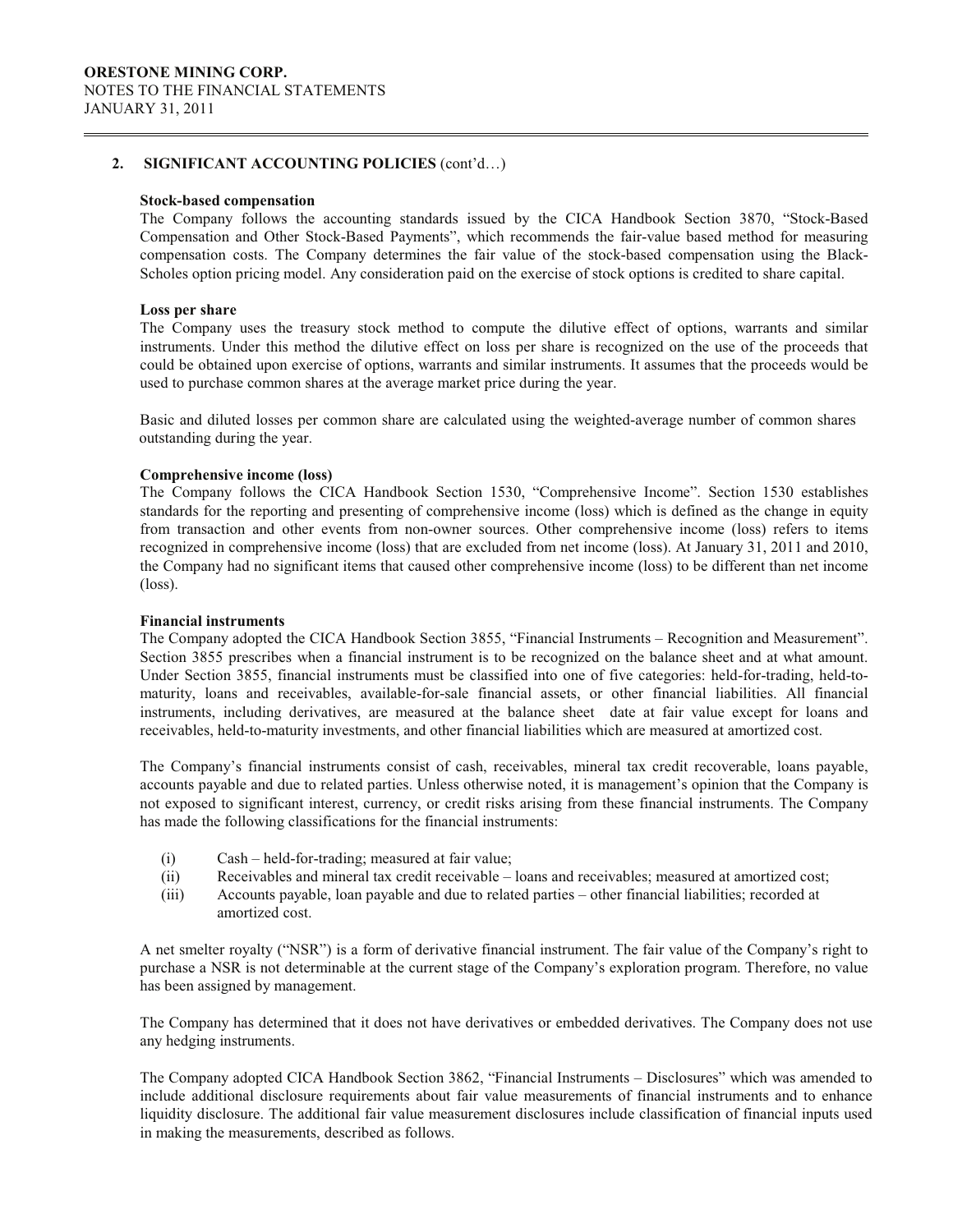## 2. SIGNIFICANT ACCOUNTING POLICIES (cont'd…)

**Stock-based compensation**

The Company follows the accounting standards issued by the CICA Handbook Section 3870, "Stock-Based Compensation and Other Stock-Based Payments", which recommends the fair-value based method for measuring compensation costs. The Company determines the fair value of the stock-based compensation using the Black-Scholes option pricing model. Any consideration paid on the exercise of stock options is credited to share capital.

**Loss per share**

The Company uses the treasury stock method to compute the dilutive effect of options, warrants and similar instruments. Under this method the dilutive effect on loss per share is recognized on the use of the proceeds that could be obtained upon exercise of options, warrants and similar instruments. It assumes that the proceeds would be used to purchase common shares at the average market price during the year.

Basic and diluted losses per common share are calculated using the weighted-average number of common shares outstanding during the year.

**Comprehensive income (loss)**

The Company follows the CICA Handbook Section 1530, "Comprehensive Income". Section 1530 establishes standards for the reporting and presenting of comprehensive income (loss) which is defined as the change in equity from transaction and other events from non-owner sources. Other comprehensive income (loss) refers to items recognized in comprehensive income (loss) that are excluded from net income (loss). At January 31, 2011 and 2010, the Company had no significant items that caused other comprehensive income (loss) to be different than net income (loss).

**Financial instruments**

The Company adopted the CICA Handbook Section 3855, "Financial Instruments – Recognition and Measurement". Section 3855 prescribes when a financial instrument is to be recognized on the balance sheet and at what amount. Under Section 3855, financial instruments must be classified into one of five categories: held-for-trading, held-to-maturity, loans and receivables, available-for-sale financial assets, or other financial liabilities. All financial instruments, including derivatives, are measured at the balance sheet date at fair value except for loans and receivables, held-to-maturity investments, and other financial liabilities which are measured at amortized cost.

The Company's financial instruments consist of cash, receivables, mineral tax credit recoverable, loans payable, accounts payable and due to related parties. Unless otherwise noted, it is management's opinion that the Company is not exposed to significant interest, currency, or credit risks arising from these financial instruments. The Company has made the following classifications for the financial instruments:

(i) Cash – held-for-trading; measured at fair value;
(ii) Receivables and mineral tax credit receivable – loans and receivables; measured at amortized cost;
(iii) Accounts payable, loan payable and due to related parties – other financial liabilities; recorded at amortized cost.

A net smelter royalty ("NSR") is a form of derivative financial instrument. The fair value of the Company's right to purchase a NSR is not determinable at the current stage of the Company's exploration program. Therefore, no value has been assigned by management.

The Company has determined that it does not have derivatives or embedded derivatives. The Company does not use any hedging instruments.

The Company adopted CICA Handbook Section 3862, "Financial Instruments – Disclosures" which was amended to include additional disclosure requirements about fair value measurements of financial instruments and to enhance liquidity disclosure. The additional fair value measurement disclosures include classification of financial inputs used in making the measurements, described as follows.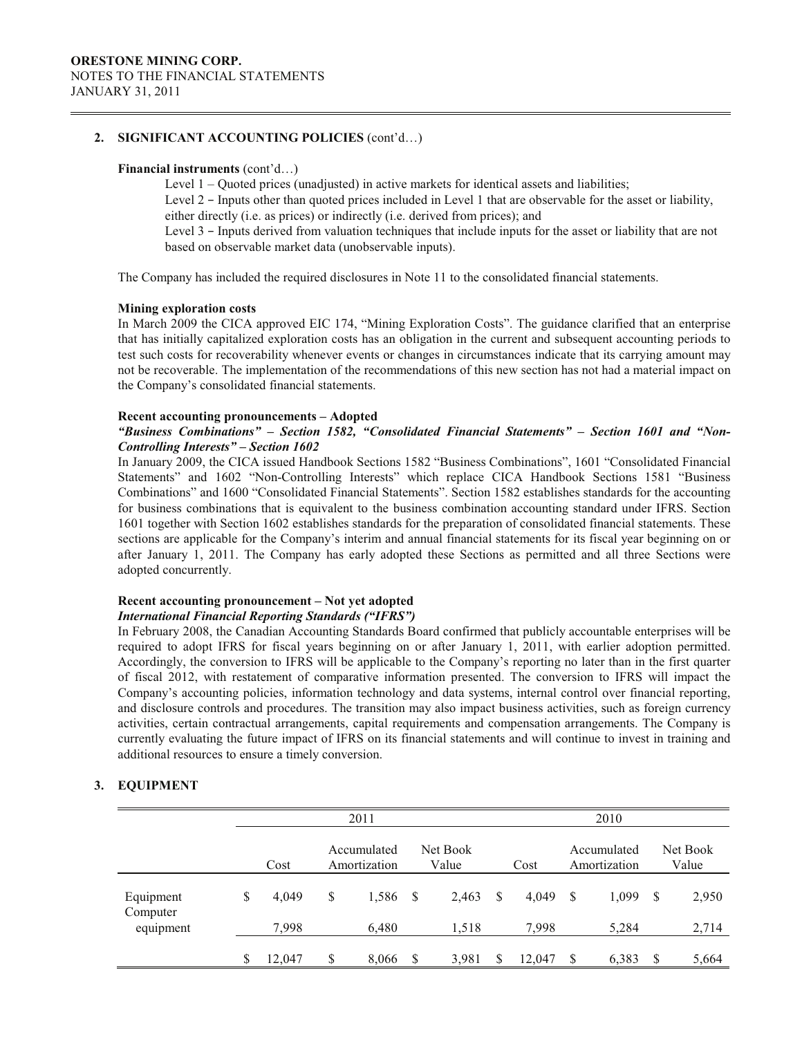## 2. SIGNIFICANT ACCOUNTING POLICIES (cont'd…)

**Financial instruments** (cont'd…)

Level 1 – Quoted prices (unadjusted) in active markets for identical assets and liabilities;
Level 2 – Inputs other than quoted prices included in Level 1 that are observable for the asset or liability, either directly (i.e. as prices) or indirectly (i.e. derived from prices); and
Level 3 – Inputs derived from valuation techniques that include inputs for the asset or liability that are not based on observable market data (unobservable inputs).

The Company has included the required disclosures in Note 11 to the consolidated financial statements.

**Mining exploration costs**

In March 2009 the CICA approved EIC 174, "Mining Exploration Costs". The guidance clarified that an enterprise that has initially capitalized exploration costs has an obligation in the current and subsequent accounting periods to test such costs for recoverability whenever events or changes in circumstances indicate that its carrying amount may not be recoverable. The implementation of the recommendations of this new section has not had a material impact on the Company's consolidated financial statements.

**Recent accounting pronouncements – Adopted**

***"Business Combinations" – Section 1582, "Consolidated Financial Statements" – Section 1601 and "Non-Controlling Interests" – Section 1602***

In January 2009, the CICA issued Handbook Sections 1582 "Business Combinations", 1601 "Consolidated Financial Statements" and 1602 "Non-Controlling Interests" which replace CICA Handbook Sections 1581 "Business Combinations" and 1600 "Consolidated Financial Statements". Section 1582 establishes standards for the accounting for business combinations that is equivalent to the business combination accounting standard under IFRS. Section 1601 together with Section 1602 establishes standards for the preparation of consolidated financial statements. These sections are applicable for the Company's interim and annual financial statements for its fiscal year beginning on or after January 1, 2011. The Company has early adopted these Sections as permitted and all three Sections were adopted concurrently.

**Recent accounting pronouncement – Not yet adopted**

***International Financial Reporting Standards ("IFRS")***

In February 2008, the Canadian Accounting Standards Board confirmed that publicly accountable enterprises will be required to adopt IFRS for fiscal years beginning on or after January 1, 2011, with earlier adoption permitted. Accordingly, the conversion to IFRS will be applicable to the Company's reporting no later than in the first quarter of fiscal 2012, with restatement of comparative information presented. The conversion to IFRS will impact the Company's accounting policies, information technology and data systems, internal control over financial reporting, and disclosure controls and procedures. The transition may also impact business activities, such as foreign currency activities, certain contractual arrangements, capital requirements and compensation arrangements. The Company is currently evaluating the future impact of IFRS on its financial statements and will continue to invest in training and additional resources to ensure a timely conversion.

## 3. EQUIPMENT

| | 2011 | | | 2010 | | |
|---|---|---|---|---|---|---|
| | Cost | Accumulated Amortization | Net Book Value | Cost | Accumulated Amortization | Net Book Value |
| Equipment | $ 4,049 | $ 1,586 | $ 2,463 | $ 4,049 | $ 1,099 | $ 2,950 |
| Computer equipment | 7,998 | 6,480 | 1,518 | 7,998 | 5,284 | 2,714 |
| | $ 12,047 | $ 8,066 | $ 3,981 | $ 12,047 | $ 6,383 | $ 5,664 |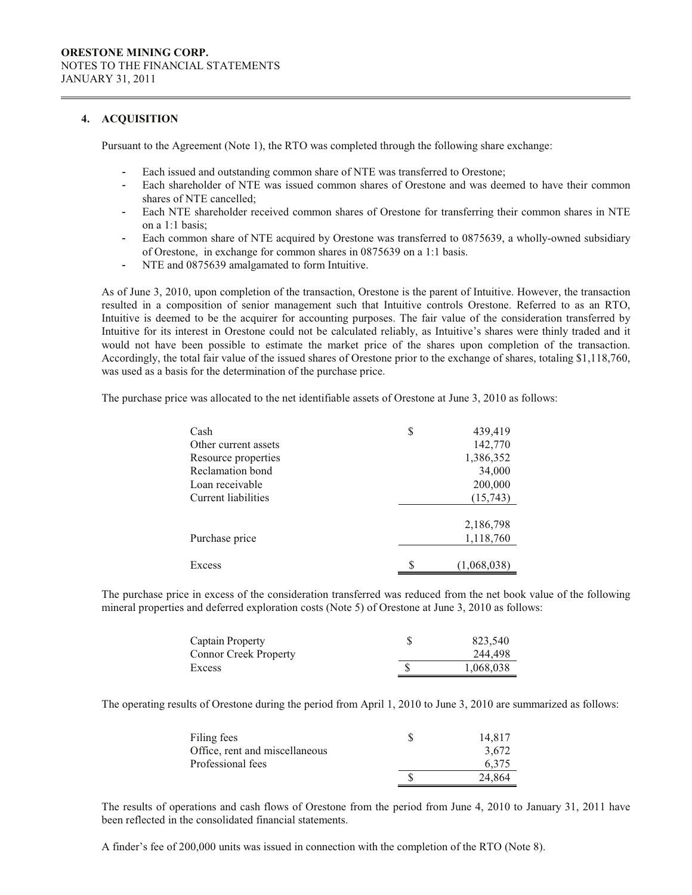### 4. ACQUISITION

Pursuant to the Agreement (Note 1), the RTO was completed through the following share exchange:

- Each issued and outstanding common share of NTE was transferred to Orestone;
- Each shareholder of NTE was issued common shares of Orestone and was deemed to have their common shares of NTE cancelled;
- Each NTE shareholder received common shares of Orestone for transferring their common shares in NTE on a 1:1 basis;
- Each common share of NTE acquired by Orestone was transferred to 0875639, a wholly-owned subsidiary of Orestone, in exchange for common shares in 0875639 on a 1:1 basis.
- NTE and 0875639 amalgamated to form Intuitive.

As of June 3, 2010, upon completion of the transaction, Orestone is the parent of Intuitive. However, the transaction resulted in a composition of senior management such that Intuitive controls Orestone. Referred to as an RTO, Intuitive is deemed to be the acquirer for accounting purposes. The fair value of the consideration transferred by Intuitive for its interest in Orestone could not be calculated reliably, as Intuitive's shares were thinly traded and it would not have been possible to estimate the market price of the shares upon completion of the transaction. Accordingly, the total fair value of the issued shares of Orestone prior to the exchange of shares, totaling $1,118,760, was used as a basis for the determination of the purchase price.

The purchase price was allocated to the net identifiable assets of Orestone at June 3, 2010 as follows:

| | | |
|---|---|---|
| Cash | $ | 439,419 |
| Other current assets | | 142,770 |
| Resource properties | | 1,386,352 |
| Reclamation bond | | 34,000 |
| Loan receivable | | 200,000 |
| Current liabilities | | (15,743) |
| | | 2,186,798 |
| Purchase price | | 1,118,760 |
| Excess | $ | (1,068,038) |

The purchase price in excess of the consideration transferred was reduced from the net book value of the following mineral properties and deferred exploration costs (Note 5) of Orestone at June 3, 2010 as follows:

| | | |
|---|---|---|
| Captain Property | $ | 823,540 |
| Connor Creek Property | | 244,498 |
| Excess | $ | 1,068,038 |

The operating results of Orestone during the period from April 1, 2010 to June 3, 2010 are summarized as follows:

| | | |
|---|---|---|
| Filing fees | $ | 14,817 |
| Office, rent and miscellaneous | | 3,672 |
| Professional fees | | 6,375 |
| | $ | 24,864 |

The results of operations and cash flows of Orestone from the period from June 4, 2010 to January 31, 2011 have been reflected in the consolidated financial statements.

A finder's fee of 200,000 units was issued in connection with the completion of the RTO (Note 8).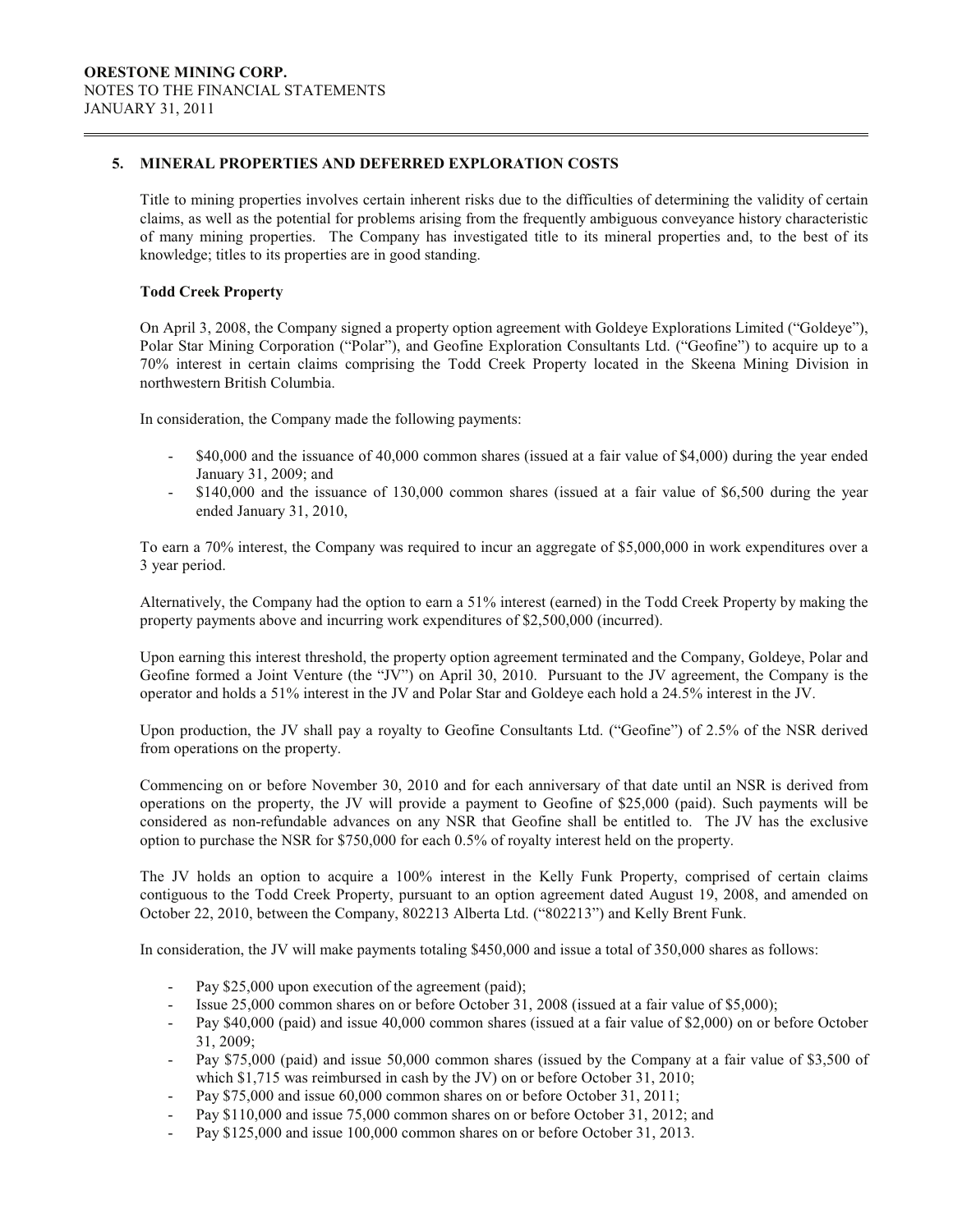## 5. MINERAL PROPERTIES AND DEFERRED EXPLORATION COSTS

Title to mining properties involves certain inherent risks due to the difficulties of determining the validity of certain claims, as well as the potential for problems arising from the frequently ambiguous conveyance history characteristic of many mining properties. The Company has investigated title to its mineral properties and, to the best of its knowledge; titles to its properties are in good standing.

### Todd Creek Property

On April 3, 2008, the Company signed a property option agreement with Goldeye Explorations Limited ("Goldeye"), Polar Star Mining Corporation ("Polar"), and Geofine Exploration Consultants Ltd. ("Geofine") to acquire up to a 70% interest in certain claims comprising the Todd Creek Property located in the Skeena Mining Division in northwestern British Columbia.

In consideration, the Company made the following payments:

- $40,000 and the issuance of 40,000 common shares (issued at a fair value of $4,000) during the year ended January 31, 2009; and
- $140,000 and the issuance of 130,000 common shares (issued at a fair value of $6,500 during the year ended January 31, 2010,

To earn a 70% interest, the Company was required to incur an aggregate of $5,000,000 in work expenditures over a 3 year period.

Alternatively, the Company had the option to earn a 51% interest (earned) in the Todd Creek Property by making the property payments above and incurring work expenditures of $2,500,000 (incurred).

Upon earning this interest threshold, the property option agreement terminated and the Company, Goldeye, Polar and Geofine formed a Joint Venture (the "JV") on April 30, 2010. Pursuant to the JV agreement, the Company is the operator and holds a 51% interest in the JV and Polar Star and Goldeye each hold a 24.5% interest in the JV.

Upon production, the JV shall pay a royalty to Geofine Consultants Ltd. ("Geofine") of 2.5% of the NSR derived from operations on the property.

Commencing on or before November 30, 2010 and for each anniversary of that date until an NSR is derived from operations on the property, the JV will provide a payment to Geofine of $25,000 (paid). Such payments will be considered as non-refundable advances on any NSR that Geofine shall be entitled to. The JV has the exclusive option to purchase the NSR for $750,000 for each 0.5% of royalty interest held on the property.

The JV holds an option to acquire a 100% interest in the Kelly Funk Property, comprised of certain claims contiguous to the Todd Creek Property, pursuant to an option agreement dated August 19, 2008, and amended on October 22, 2010, between the Company, 802213 Alberta Ltd. ("802213") and Kelly Brent Funk.

In consideration, the JV will make payments totaling $450,000 and issue a total of 350,000 shares as follows:

- Pay $25,000 upon execution of the agreement (paid);
- Issue 25,000 common shares on or before October 31, 2008 (issued at a fair value of $5,000);
- Pay $40,000 (paid) and issue 40,000 common shares (issued at a fair value of $2,000) on or before October 31, 2009;
- Pay $75,000 (paid) and issue 50,000 common shares (issued by the Company at a fair value of $3,500 of which $1,715 was reimbursed in cash by the JV) on or before October 31, 2010;
- Pay $75,000 and issue 60,000 common shares on or before October 31, 2011;
- Pay $110,000 and issue 75,000 common shares on or before October 31, 2012; and
- Pay $125,000 and issue 100,000 common shares on or before October 31, 2013.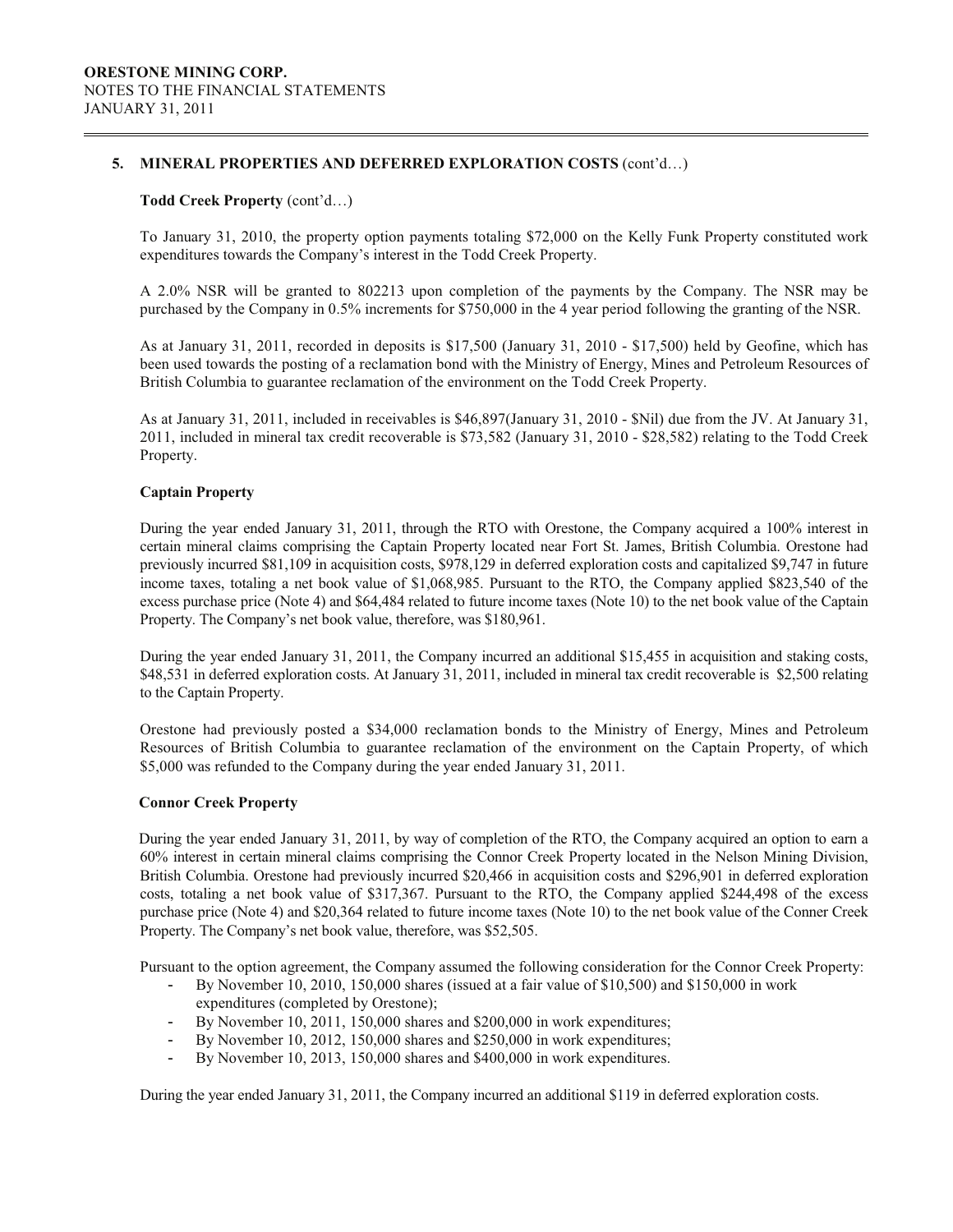## 5. MINERAL PROPERTIES AND DEFERRED EXPLORATION COSTS (cont'd…)

**Todd Creek Property** (cont'd…)

To January 31, 2010, the property option payments totaling $72,000 on the Kelly Funk Property constituted work expenditures towards the Company's interest in the Todd Creek Property.

A 2.0% NSR will be granted to 802213 upon completion of the payments by the Company. The NSR may be purchased by the Company in 0.5% increments for $750,000 in the 4 year period following the granting of the NSR.

As at January 31, 2011, recorded in deposits is $17,500 (January 31, 2010 - $17,500) held by Geofine, which has been used towards the posting of a reclamation bond with the Ministry of Energy, Mines and Petroleum Resources of British Columbia to guarantee reclamation of the environment on the Todd Creek Property.

As at January 31, 2011, included in receivables is $46,897(January 31, 2010 - $Nil) due from the JV. At January 31, 2011, included in mineral tax credit recoverable is $73,582 (January 31, 2010 - $28,582) relating to the Todd Creek Property.

**Captain Property**

During the year ended January 31, 2011, through the RTO with Orestone, the Company acquired a 100% interest in certain mineral claims comprising the Captain Property located near Fort St. James, British Columbia. Orestone had previously incurred $81,109 in acquisition costs, $978,129 in deferred exploration costs and capitalized $9,747 in future income taxes, totaling a net book value of $1,068,985. Pursuant to the RTO, the Company applied $823,540 of the excess purchase price (Note 4) and $64,484 related to future income taxes (Note 10) to the net book value of the Captain Property. The Company's net book value, therefore, was $180,961.

During the year ended January 31, 2011, the Company incurred an additional $15,455 in acquisition and staking costs, $48,531 in deferred exploration costs. At January 31, 2011, included in mineral tax credit recoverable is $2,500 relating to the Captain Property.

Orestone had previously posted a $34,000 reclamation bonds to the Ministry of Energy, Mines and Petroleum Resources of British Columbia to guarantee reclamation of the environment on the Captain Property, of which $5,000 was refunded to the Company during the year ended January 31, 2011.

**Connor Creek Property**

During the year ended January 31, 2011, by way of completion of the RTO, the Company acquired an option to earn a 60% interest in certain mineral claims comprising the Connor Creek Property located in the Nelson Mining Division, British Columbia. Orestone had previously incurred $20,466 in acquisition costs and $296,901 in deferred exploration costs, totaling a net book value of $317,367. Pursuant to the RTO, the Company applied $244,498 of the excess purchase price (Note 4) and $20,364 related to future income taxes (Note 10) to the net book value of the Conner Creek Property. The Company's net book value, therefore, was $52,505.

Pursuant to the option agreement, the Company assumed the following consideration for the Connor Creek Property:

- By November 10, 2010, 150,000 shares (issued at a fair value of $10,500) and $150,000 in work expenditures (completed by Orestone);
- By November 10, 2011, 150,000 shares and $200,000 in work expenditures;
- By November 10, 2012, 150,000 shares and $250,000 in work expenditures;
- By November 10, 2013, 150,000 shares and $400,000 in work expenditures.

During the year ended January 31, 2011, the Company incurred an additional $119 in deferred exploration costs.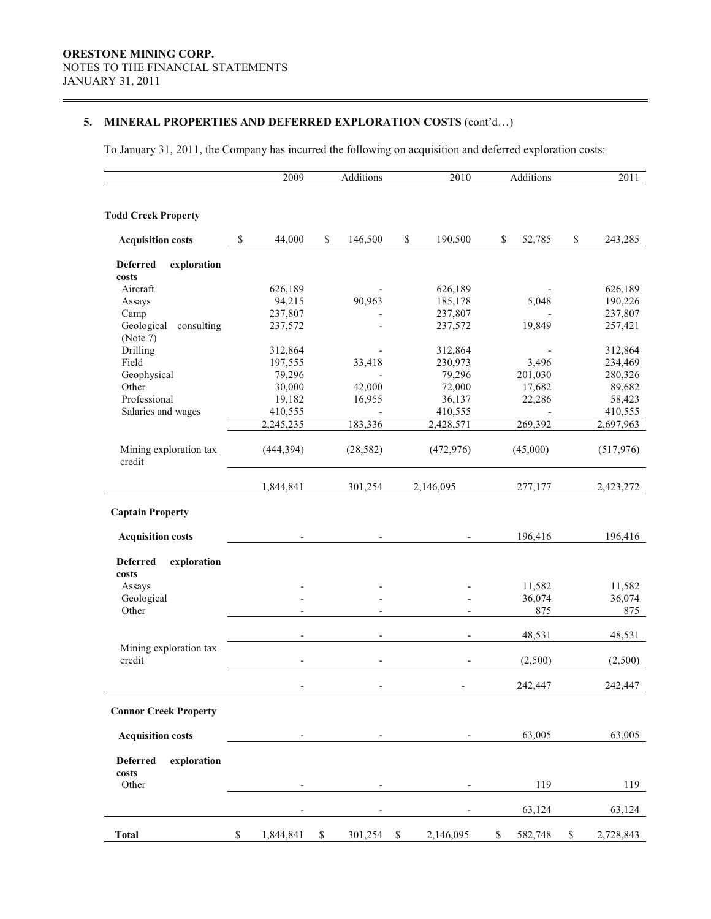**ORESTONE MINING CORP.**
NOTES TO THE FINANCIAL STATEMENTS
JANUARY 31, 2011

## 5. MINERAL PROPERTIES AND DEFERRED EXPLORATION COSTS (cont'd…)

To January 31, 2011, the Company has incurred the following on acquisition and deferred exploration costs:

| | 2009 | Additions | 2010 | Additions | 2011 |
|---|---|---|---|---|---|
| **Todd Creek Property** | | | | | |
| **Acquisition costs** | $ 44,000 | $ 146,500 | $ 190,500 | $ 52,785 | $ 243,285 |
| **Deferred exploration costs** | | | | | |
| Aircraft | 626,189 | - | 626,189 | - | 626,189 |
| Assays | 94,215 | 90,963 | 185,178 | 5,048 | 190,226 |
| Camp | 237,807 | - | 237,807 | - | 237,807 |
| Geological consulting (Note 7) | 237,572 | - | 237,572 | 19,849 | 257,421 |
| Drilling | 312,864 | - | 312,864 | - | 312,864 |
| Field | 197,555 | 33,418 | 230,973 | 3,496 | 234,469 |
| Geophysical | 79,296 | - | 79,296 | 201,030 | 280,326 |
| Other | 30,000 | 42,000 | 72,000 | 17,682 | 89,682 |
| Professional | 19,182 | 16,955 | 36,137 | 22,286 | 58,423 |
| Salaries and wages | 410,555 | - | 410,555 | - | 410,555 |
| | 2,245,235 | 183,336 | 2,428,571 | 269,392 | 2,697,963 |
| Mining exploration tax credit | (444,394) | (28,582) | (472,976) | (45,000) | (517,976) |
| | 1,844,841 | 301,254 | 2,146,095 | 277,177 | 2,423,272 |
| **Captain Property** | | | | | |
| **Acquisition costs** | - | - | - | 196,416 | 196,416 |
| **Deferred exploration costs** | | | | | |
| Assays | - | - | - | 11,582 | 11,582 |
| Geological | - | - | - | 36,074 | 36,074 |
| Other | - | - | - | 875 | 875 |
| | - | - | - | 48,531 | 48,531 |
| Mining exploration tax credit | - | - | - | (2,500) | (2,500) |
| | - | - | - | 242,447 | 242,447 |
| **Connor Creek Property** | | | | | |
| **Acquisition costs** | - | - | - | 63,005 | 63,005 |
| **Deferred exploration costs** | | | | | |
| Other | - | - | - | 119 | 119 |
| | - | - | - | 63,124 | 63,124 |
| **Total** | $ 1,844,841 | $ 301,254 | $ 2,146,095 | $ 582,748 | $ 2,728,843 |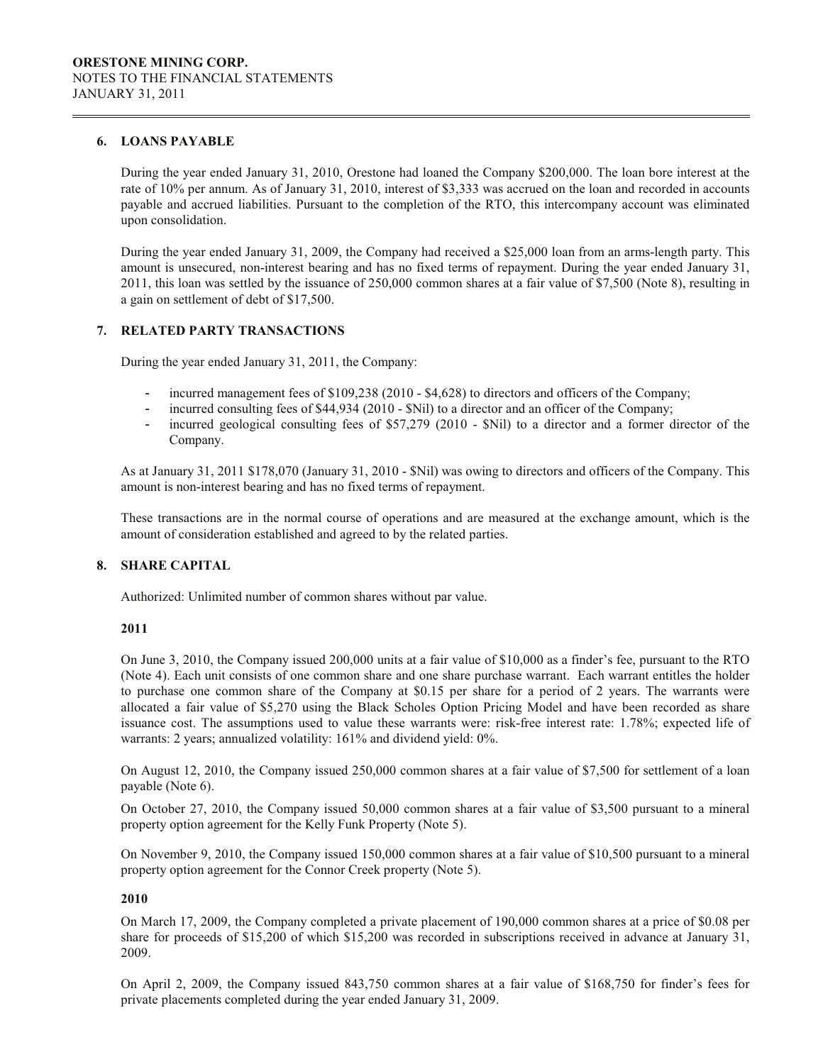## 6. LOANS PAYABLE

During the year ended January 31, 2010, Orestone had loaned the Company $200,000. The loan bore interest at the rate of 10% per annum. As of January 31, 2010, interest of $3,333 was accrued on the loan and recorded in accounts payable and accrued liabilities. Pursuant to the completion of the RTO, this intercompany account was eliminated upon consolidation.

During the year ended January 31, 2009, the Company had received a $25,000 loan from an arms-length party. This amount is unsecured, non-interest bearing and has no fixed terms of repayment. During the year ended January 31, 2011, this loan was settled by the issuance of 250,000 common shares at a fair value of $7,500 (Note 8), resulting in a gain on settlement of debt of $17,500.

## 7. RELATED PARTY TRANSACTIONS

During the year ended January 31, 2011, the Company:

- incurred management fees of $109,238 (2010 - $4,628) to directors and officers of the Company;
- incurred consulting fees of $44,934 (2010 - $Nil) to a director and an officer of the Company;
- incurred geological consulting fees of $57,279 (2010 - $Nil) to a director and a former director of the Company.

As at January 31, 2011 $178,070 (January 31, 2010 - $Nil) was owing to directors and officers of the Company. This amount is non-interest bearing and has no fixed terms of repayment.

These transactions are in the normal course of operations and are measured at the exchange amount, which is the amount of consideration established and agreed to by the related parties.

## 8. SHARE CAPITAL

Authorized: Unlimited number of common shares without par value.

**2011**

On June 3, 2010, the Company issued 200,000 units at a fair value of $10,000 as a finder's fee, pursuant to the RTO (Note 4). Each unit consists of one common share and one share purchase warrant. Each warrant entitles the holder to purchase one common share of the Company at $0.15 per share for a period of 2 years. The warrants were allocated a fair value of $5,270 using the Black Scholes Option Pricing Model and have been recorded as share issuance cost. The assumptions used to value these warrants were: risk-free interest rate: 1.78%; expected life of warrants: 2 years; annualized volatility: 161% and dividend yield: 0%.

On August 12, 2010, the Company issued 250,000 common shares at a fair value of $7,500 for settlement of a loan payable (Note 6).

On October 27, 2010, the Company issued 50,000 common shares at a fair value of $3,500 pursuant to a mineral property option agreement for the Kelly Funk Property (Note 5).

On November 9, 2010, the Company issued 150,000 common shares at a fair value of $10,500 pursuant to a mineral property option agreement for the Connor Creek property (Note 5).

**2010**

On March 17, 2009, the Company completed a private placement of 190,000 common shares at a price of $0.08 per share for proceeds of $15,200 of which $15,200 was recorded in subscriptions received in advance at January 31, 2009.

On April 2, 2009, the Company issued 843,750 common shares at a fair value of $168,750 for finder's fees for private placements completed during the year ended January 31, 2009.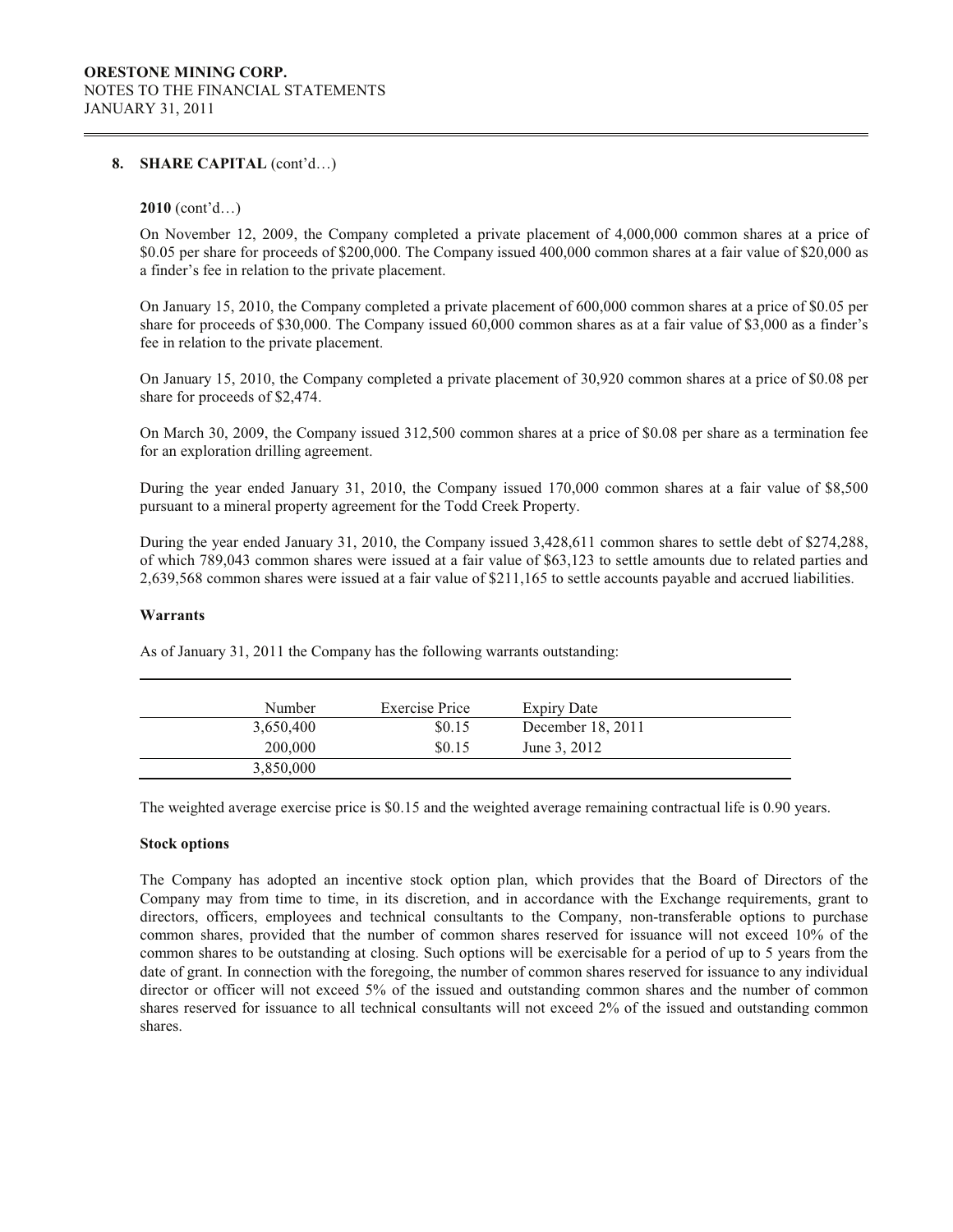## 8. SHARE CAPITAL (cont'd…)

**2010** (cont'd…)

On November 12, 2009, the Company completed a private placement of 4,000,000 common shares at a price of \$0.05 per share for proceeds of \$200,000. The Company issued 400,000 common shares at a fair value of \$20,000 as a finder's fee in relation to the private placement.

On January 15, 2010, the Company completed a private placement of 600,000 common shares at a price of \$0.05 per share for proceeds of \$30,000. The Company issued 60,000 common shares as at a fair value of \$3,000 as a finder's fee in relation to the private placement.

On January 15, 2010, the Company completed a private placement of 30,920 common shares at a price of \$0.08 per share for proceeds of \$2,474.

On March 30, 2009, the Company issued 312,500 common shares at a price of \$0.08 per share as a termination fee for an exploration drilling agreement.

During the year ended January 31, 2010, the Company issued 170,000 common shares at a fair value of \$8,500 pursuant to a mineral property agreement for the Todd Creek Property.

During the year ended January 31, 2010, the Company issued 3,428,611 common shares to settle debt of \$274,288, of which 789,043 common shares were issued at a fair value of \$63,123 to settle amounts due to related parties and 2,639,568 common shares were issued at a fair value of \$211,165 to settle accounts payable and accrued liabilities.

### Warrants

As of January 31, 2011 the Company has the following warrants outstanding:

| Number | Exercise Price | Expiry Date |
|---|---|---|
| 3,650,400 | \$0.15 | December 18, 2011 |
| 200,000 | \$0.15 | June 3, 2012 |
| 3,850,000 | | |

The weighted average exercise price is \$0.15 and the weighted average remaining contractual life is 0.90 years.

### Stock options

The Company has adopted an incentive stock option plan, which provides that the Board of Directors of the Company may from time to time, in its discretion, and in accordance with the Exchange requirements, grant to directors, officers, employees and technical consultants to the Company, non-transferable options to purchase common shares, provided that the number of common shares reserved for issuance will not exceed 10% of the common shares to be outstanding at closing. Such options will be exercisable for a period of up to 5 years from the date of grant. In connection with the foregoing, the number of common shares reserved for issuance to any individual director or officer will not exceed 5% of the issued and outstanding common shares and the number of common shares reserved for issuance to all technical consultants will not exceed 2% of the issued and outstanding common shares.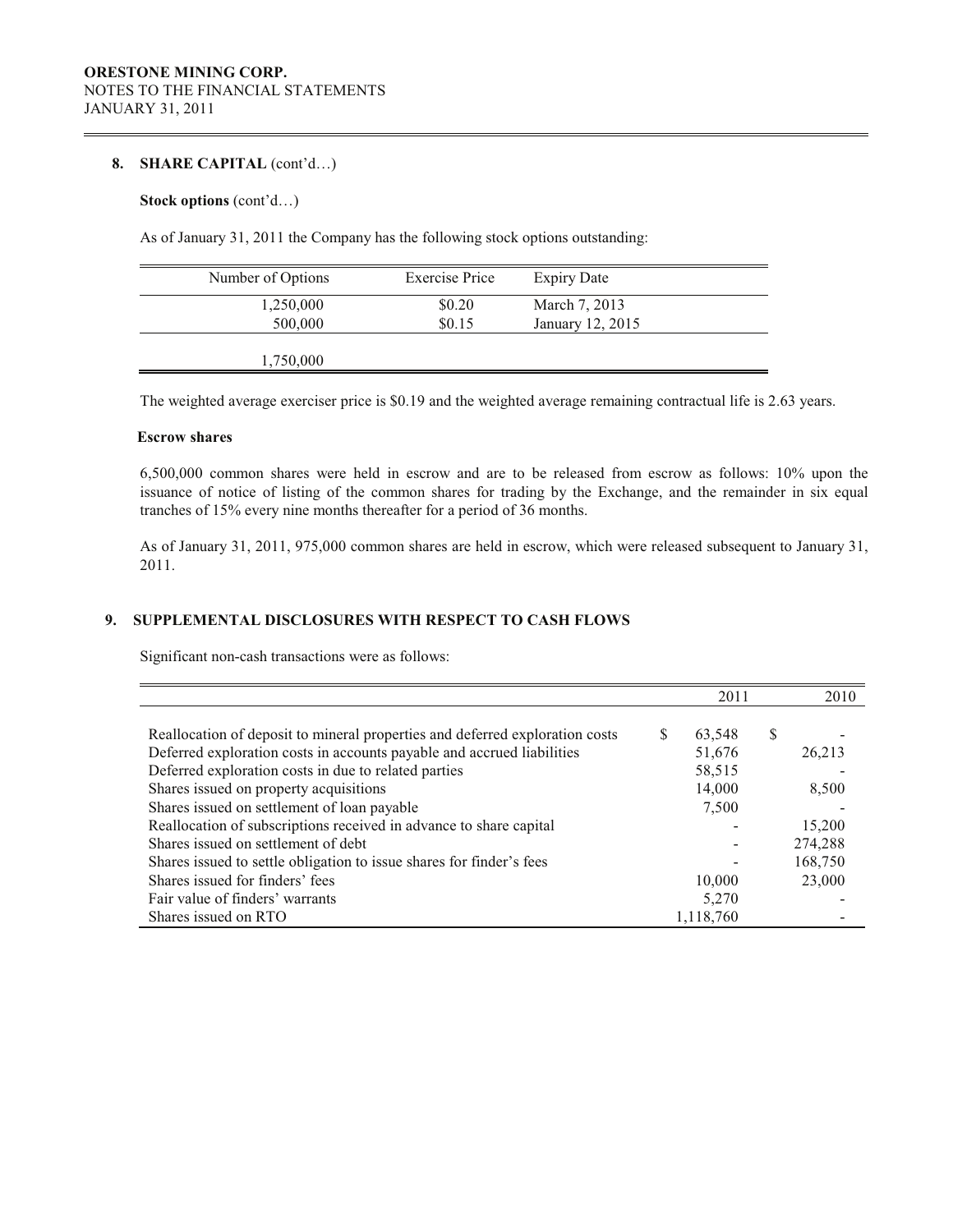**ORESTONE MINING CORP.**
NOTES TO THE FINANCIAL STATEMENTS
JANUARY 31, 2011

## 8. SHARE CAPITAL (cont'd…)

**Stock options** (cont'd…)

As of January 31, 2011 the Company has the following stock options outstanding:

| Number of Options | Exercise Price | Expiry Date |
|---|---|---|
| 1,250,000 | $0.20 | March 7, 2013 |
| 500,000 | $0.15 | January 12, 2015 |
| 1,750,000 | | |

The weighted average exerciser price is $0.19 and the weighted average remaining contractual life is 2.63 years.

**Escrow shares**

6,500,000 common shares were held in escrow and are to be released from escrow as follows: 10% upon the issuance of notice of listing of the common shares for trading by the Exchange, and the remainder in six equal tranches of 15% every nine months thereafter for a period of 36 months.

As of January 31, 2011, 975,000 common shares are held in escrow, which were released subsequent to January 31, 2011.

## 9. SUPPLEMENTAL DISCLOSURES WITH RESPECT TO CASH FLOWS

Significant non-cash transactions were as follows:

| | 2011 | 2010 |
|---|---|---|
| Reallocation of deposit to mineral properties and deferred exploration costs | $ 63,548 | $ - |
| Deferred exploration costs in accounts payable and accrued liabilities | 51,676 | 26,213 |
| Deferred exploration costs in due to related parties | 58,515 | - |
| Shares issued on property acquisitions | 14,000 | 8,500 |
| Shares issued on settlement of loan payable | 7,500 | - |
| Reallocation of subscriptions received in advance to share capital | - | 15,200 |
| Shares issued on settlement of debt | - | 274,288 |
| Shares issued to settle obligation to issue shares for finder's fees | - | 168,750 |
| Shares issued for finders' fees | 10,000 | 23,000 |
| Fair value of finders' warrants | 5,270 | - |
| Shares issued on RTO | 1,118,760 | - |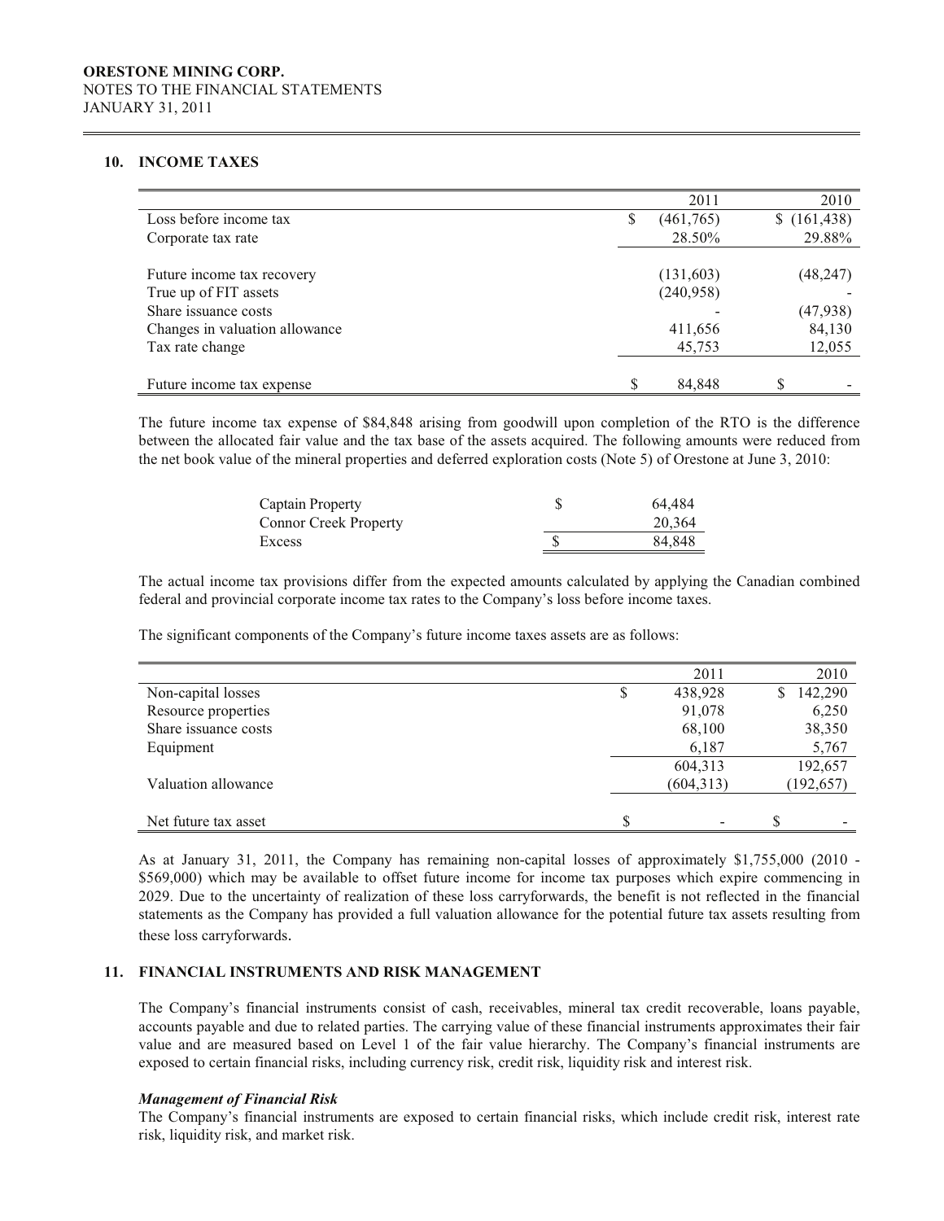## 10. INCOME TAXES

| | 2011 | 2010 |
|---|---|---|
| Loss before income tax | $ (461,765) | $ (161,438) |
| Corporate tax rate | 28.50% | 29.88% |
| | | |
| Future income tax recovery | (131,603) | (48,247) |
| True up of FIT assets | (240,958) | - |
| Share issuance costs | - | (47,938) |
| Changes in valuation allowance | 411,656 | 84,130 |
| Tax rate change | 45,753 | 12,055 |
| | | |
| Future income tax expense | $ 84,848 | $ - |

The future income tax expense of $84,848 arising from goodwill upon completion of the RTO is the difference between the allocated fair value and the tax base of the assets acquired. The following amounts were reduced from the net book value of the mineral properties and deferred exploration costs (Note 5) of Orestone at June 3, 2010:

| | |
|---|---|
| Captain Property | $ 64,484 |
| Connor Creek Property | 20,364 |
| Excess | $ 84,848 |

The actual income tax provisions differ from the expected amounts calculated by applying the Canadian combined federal and provincial corporate income tax rates to the Company's loss before income taxes.

The significant components of the Company's future income taxes assets are as follows:

| | 2011 | 2010 |
|---|---|---|
| Non-capital losses | $ 438,928 | $ 142,290 |
| Resource properties | 91,078 | 6,250 |
| Share issuance costs | 68,100 | 38,350 |
| Equipment | 6,187 | 5,767 |
| | 604,313 | 192,657 |
| Valuation allowance | (604,313) | (192,657) |
| | | |
| Net future tax asset | $ - | $ - |

As at January 31, 2011, the Company has remaining non-capital losses of approximately $1,755,000 (2010 - $569,000) which may be available to offset future income for income tax purposes which expire commencing in 2029. Due to the uncertainty of realization of these loss carryforwards, the benefit is not reflected in the financial statements as the Company has provided a full valuation allowance for the potential future tax assets resulting from these loss carryforwards.

## 11. FINANCIAL INSTRUMENTS AND RISK MANAGEMENT

The Company's financial instruments consist of cash, receivables, mineral tax credit recoverable, loans payable, accounts payable and due to related parties. The carrying value of these financial instruments approximates their fair value and are measured based on Level 1 of the fair value hierarchy. The Company's financial instruments are exposed to certain financial risks, including currency risk, credit risk, liquidity risk and interest risk.

***Management of Financial Risk***

The Company's financial instruments are exposed to certain financial risks, which include credit risk, interest rate risk, liquidity risk, and market risk.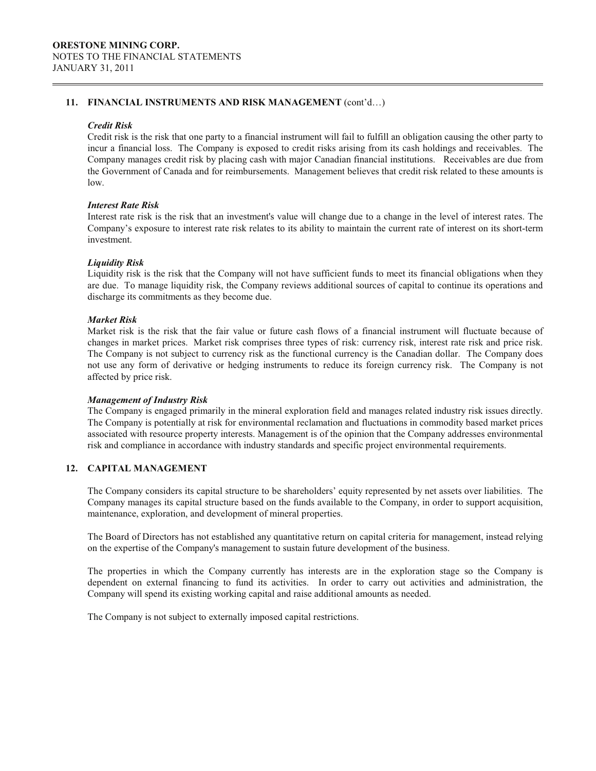## 11. FINANCIAL INSTRUMENTS AND RISK MANAGEMENT (cont'd…)

***Credit Risk***

Credit risk is the risk that one party to a financial instrument will fail to fulfill an obligation causing the other party to incur a financial loss. The Company is exposed to credit risks arising from its cash holdings and receivables. The Company manages credit risk by placing cash with major Canadian financial institutions. Receivables are due from the Government of Canada and for reimbursements. Management believes that credit risk related to these amounts is low.

***Interest Rate Risk***

Interest rate risk is the risk that an investment's value will change due to a change in the level of interest rates. The Company's exposure to interest rate risk relates to its ability to maintain the current rate of interest on its short-term investment.

***Liquidity Risk***

Liquidity risk is the risk that the Company will not have sufficient funds to meet its financial obligations when they are due. To manage liquidity risk, the Company reviews additional sources of capital to continue its operations and discharge its commitments as they become due.

***Market Risk***

Market risk is the risk that the fair value or future cash flows of a financial instrument will fluctuate because of changes in market prices. Market risk comprises three types of risk: currency risk, interest rate risk and price risk. The Company is not subject to currency risk as the functional currency is the Canadian dollar. The Company does not use any form of derivative or hedging instruments to reduce its foreign currency risk. The Company is not affected by price risk.

***Management of Industry Risk***

The Company is engaged primarily in the mineral exploration field and manages related industry risk issues directly. The Company is potentially at risk for environmental reclamation and fluctuations in commodity based market prices associated with resource property interests. Management is of the opinion that the Company addresses environmental risk and compliance in accordance with industry standards and specific project environmental requirements.

## 12. CAPITAL MANAGEMENT

The Company considers its capital structure to be shareholders' equity represented by net assets over liabilities. The Company manages its capital structure based on the funds available to the Company, in order to support acquisition, maintenance, exploration, and development of mineral properties.

The Board of Directors has not established any quantitative return on capital criteria for management, instead relying on the expertise of the Company's management to sustain future development of the business.

The properties in which the Company currently has interests are in the exploration stage so the Company is dependent on external financing to fund its activities. In order to carry out activities and administration, the Company will spend its existing working capital and raise additional amounts as needed.

The Company is not subject to externally imposed capital restrictions.